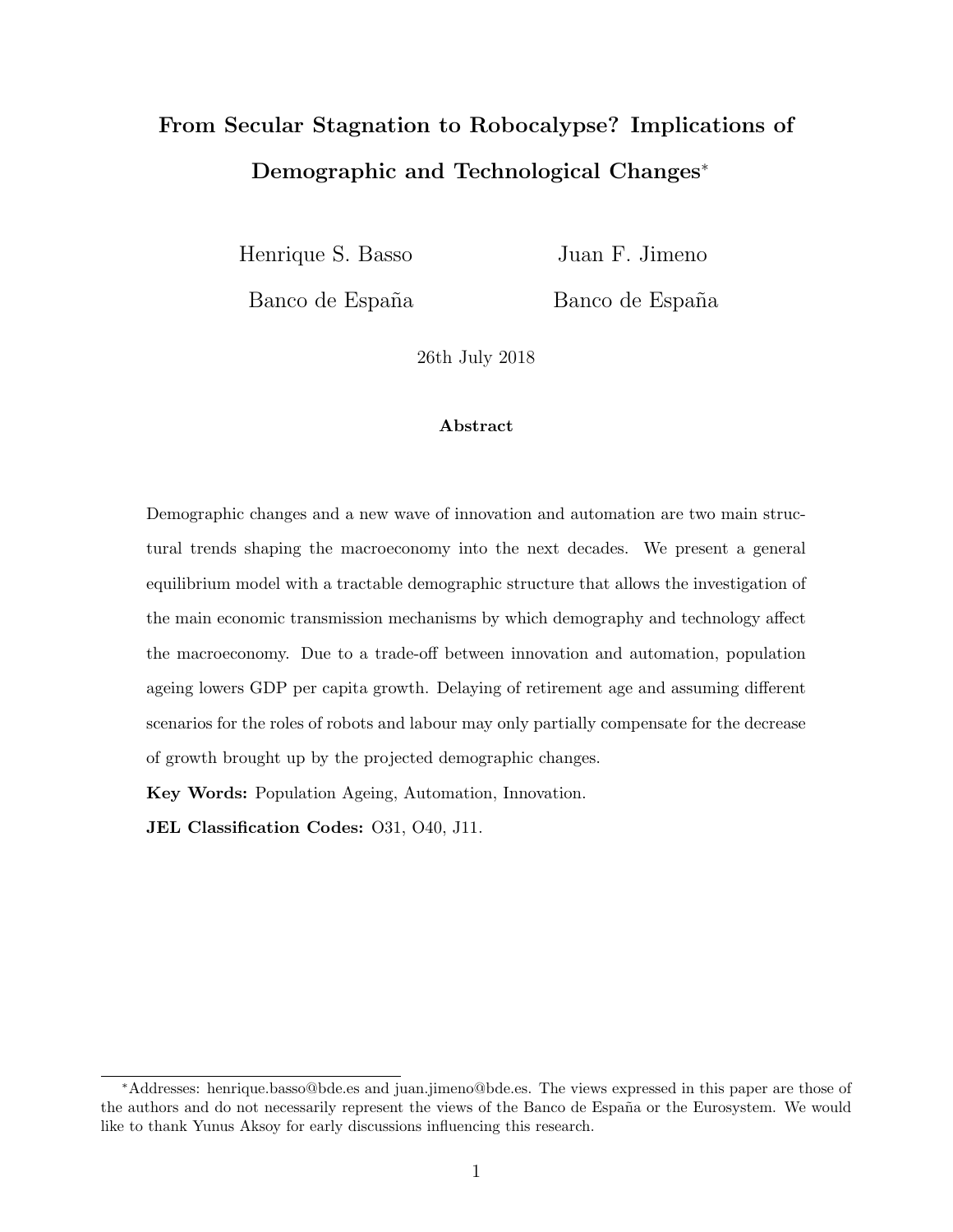# From Secular Stagnation to Robocalypse? Implications of Demographic and Technological Changes[*]

Henrique S. Basso — Banco de España

Juan F. Jimeno — Banco de España

26th July 2018

### Abstract

Demographic changes and a new wave of innovation and automation are two main structural trends shaping the macroeconomy into the next decades. We present a general equilibrium model with a tractable demographic structure that allows the investigation of the main economic transmission mechanisms by which demography and technology affect the macroeconomy. Due to a trade-off between innovation and automation, population ageing lowers GDP per capita growth. Delaying of retirement age and assuming different scenarios for the roles of robots and labour may only partially compensate for the decrease of growth brought up by the projected demographic changes.

**Key Words:** Population Ageing, Automation, Innovation.

**JEL Classification Codes:** O31, O40, J11.

---

[*] Addresses: henrique.basso@bde.es and juan.jimeno@bde.es. The views expressed in this paper are those of the authors and do not necessarily represent the views of the Banco de España or the Eurosystem. We would like to thank Yunus Aksoy for early discussions influencing this research.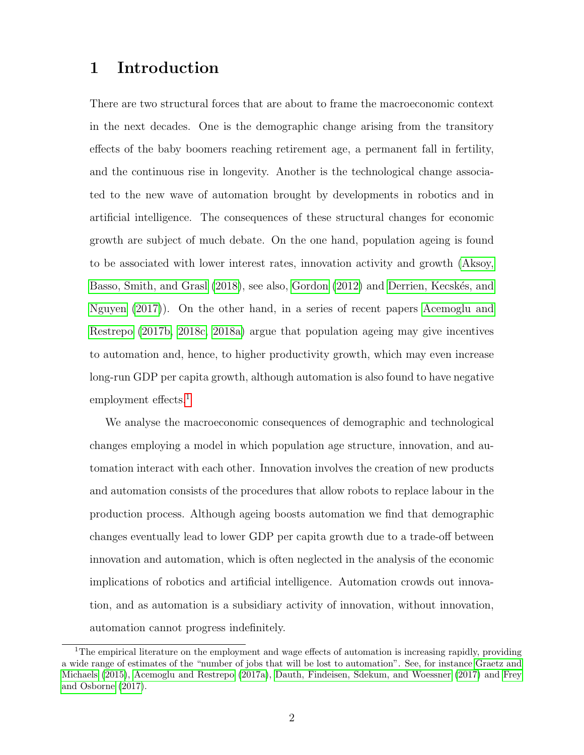# 1 Introduction

There are two structural forces that are about to frame the macroeconomic context in the next decades. One is the demographic change arising from the transitory effects of the baby boomers reaching retirement age, a permanent fall in fertility, and the continuous rise in longevity. Another is the technological change associated to the new wave of automation brought by developments in robotics and in artificial intelligence. The consequences of these structural changes for economic growth are subject of much debate. On the one hand, population ageing is found to be associated with lower interest rates, innovation activity and growth (Aksoy, Basso, Smith, and Grasl (2018), see also, Gordon (2012) and Derrien, Kecskés, and Nguyen (2017)). On the other hand, in a series of recent papers Acemoglu and Restrepo (2017b, 2018c, 2018a) argue that population ageing may give incentives to automation and, hence, to higher productivity growth, which may even increase long-run GDP per capita growth, although automation is also found to have negative employment effects.[1]

We analyse the macroeconomic consequences of demographic and technological changes employing a model in which population age structure, innovation, and automation interact with each other. Innovation involves the creation of new products and automation consists of the procedures that allow robots to replace labour in the production process. Although ageing boosts automation we find that demographic changes eventually lead to lower GDP per capita growth due to a trade-off between innovation and automation, which is often neglected in the analysis of the economic implications of robotics and artificial intelligence. Automation crowds out innovation, and as automation is a subsidiary activity of innovation, without innovation, automation cannot progress indefinitely.

[1] The empirical literature on the employment and wage effects of automation is increasing rapidly, providing a wide range of estimates of the "number of jobs that will be lost to automation". See, for instance Graetz and Michaels (2015), Acemoglu and Restrepo (2017a), Dauth, Findeisen, Sdekum, and Woessner (2017) and Frey and Osborne (2017).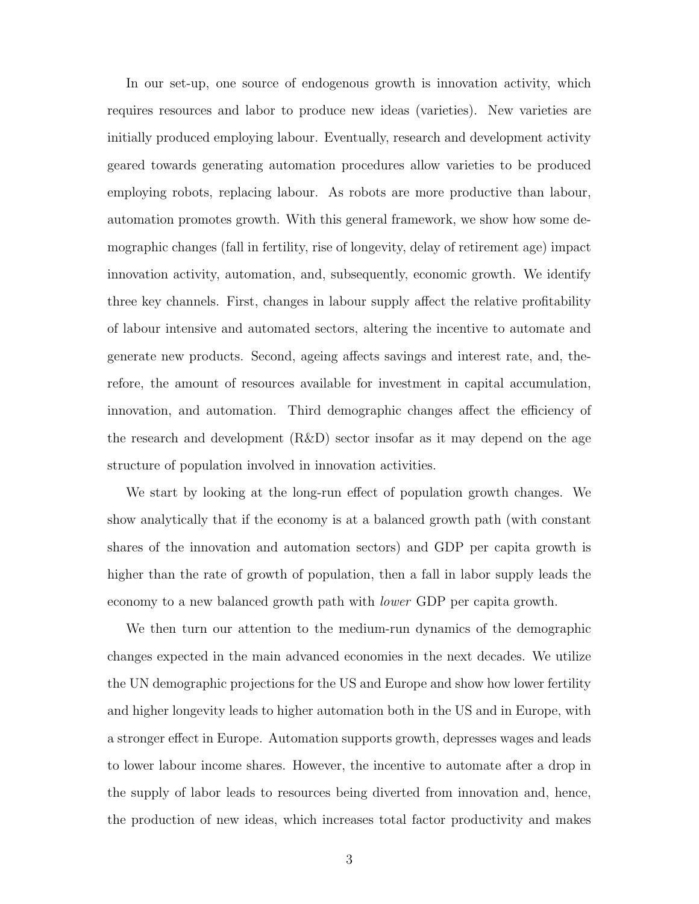In our set-up, one source of endogenous growth is innovation activity, which requires resources and labor to produce new ideas (varieties). New varieties are initially produced employing labour. Eventually, research and development activity geared towards generating automation procedures allow varieties to be produced employing robots, replacing labour. As robots are more productive than labour, automation promotes growth. With this general framework, we show how some demographic changes (fall in fertility, rise of longevity, delay of retirement age) impact innovation activity, automation, and, subsequently, economic growth. We identify three key channels. First, changes in labour supply affect the relative profitability of labour intensive and automated sectors, altering the incentive to automate and generate new products. Second, ageing affects savings and interest rate, and, therefore, the amount of resources available for investment in capital accumulation, innovation, and automation. Third demographic changes affect the efficiency of the research and development (R&D) sector insofar as it may depend on the age structure of population involved in innovation activities.

We start by looking at the long-run effect of population growth changes. We show analytically that if the economy is at a balanced growth path (with constant shares of the innovation and automation sectors) and GDP per capita growth is higher than the rate of growth of population, then a fall in labor supply leads the economy to a new balanced growth path with *lower* GDP per capita growth.

We then turn our attention to the medium-run dynamics of the demographic changes expected in the main advanced economies in the next decades. We utilize the UN demographic projections for the US and Europe and show how lower fertility and higher longevity leads to higher automation both in the US and in Europe, with a stronger effect in Europe. Automation supports growth, depresses wages and leads to lower labour income shares. However, the incentive to automate after a drop in the supply of labor leads to resources being diverted from innovation and, hence, the production of new ideas, which increases total factor productivity and makes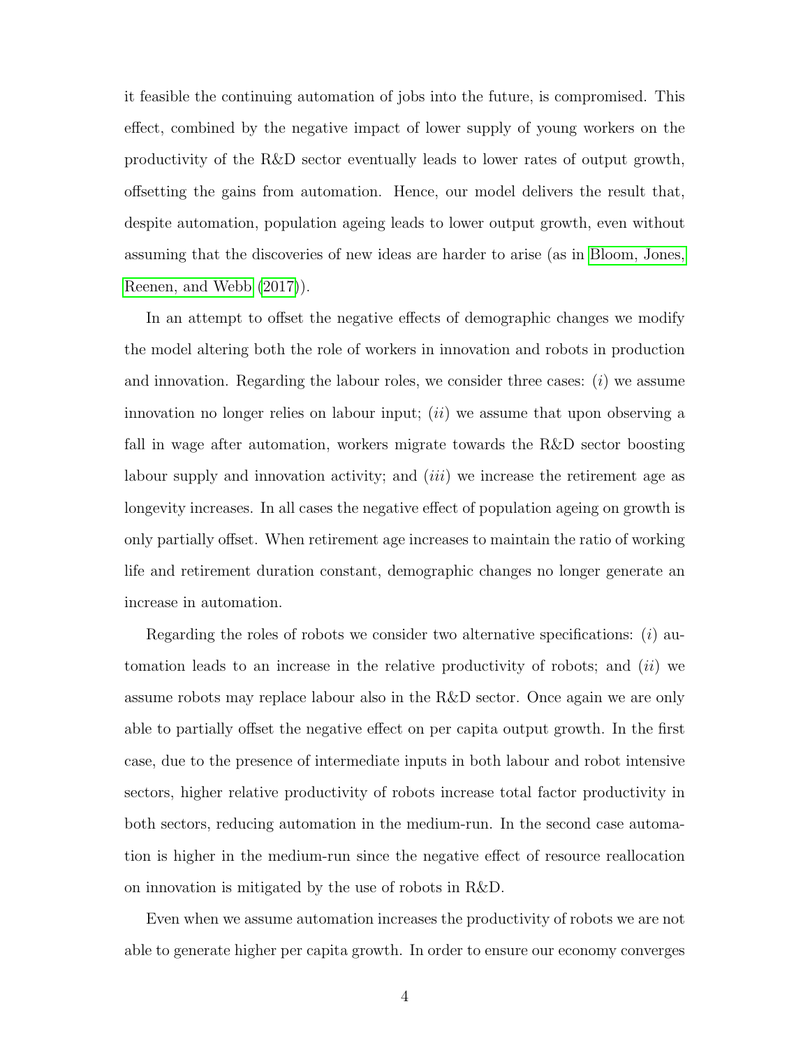it feasible the continuing automation of jobs into the future, is compromised. This effect, combined by the negative impact of lower supply of young workers on the productivity of the R&D sector eventually leads to lower rates of output growth, offsetting the gains from automation. Hence, our model delivers the result that, despite automation, population ageing leads to lower output growth, even without assuming that the discoveries of new ideas are harder to arise (as in Bloom, Jones, Reenen, and Webb (2017)).

In an attempt to offset the negative effects of demographic changes we modify the model altering both the role of workers in innovation and robots in production and innovation. Regarding the labour roles, we consider three cases: (*i*) we assume innovation no longer relies on labour input; (*ii*) we assume that upon observing a fall in wage after automation, workers migrate towards the R&D sector boosting labour supply and innovation activity; and (*iii*) we increase the retirement age as longevity increases. In all cases the negative effect of population ageing on growth is only partially offset. When retirement age increases to maintain the ratio of working life and retirement duration constant, demographic changes no longer generate an increase in automation.

Regarding the roles of robots we consider two alternative specifications: (*i*) automation leads to an increase in the relative productivity of robots; and (*ii*) we assume robots may replace labour also in the R&D sector. Once again we are only able to partially offset the negative effect on per capita output growth. In the first case, due to the presence of intermediate inputs in both labour and robot intensive sectors, higher relative productivity of robots increase total factor productivity in both sectors, reducing automation in the medium-run. In the second case automation is higher in the medium-run since the negative effect of resource reallocation on innovation is mitigated by the use of robots in R&D.

Even when we assume automation increases the productivity of robots we are not able to generate higher per capita growth. In order to ensure our economy converges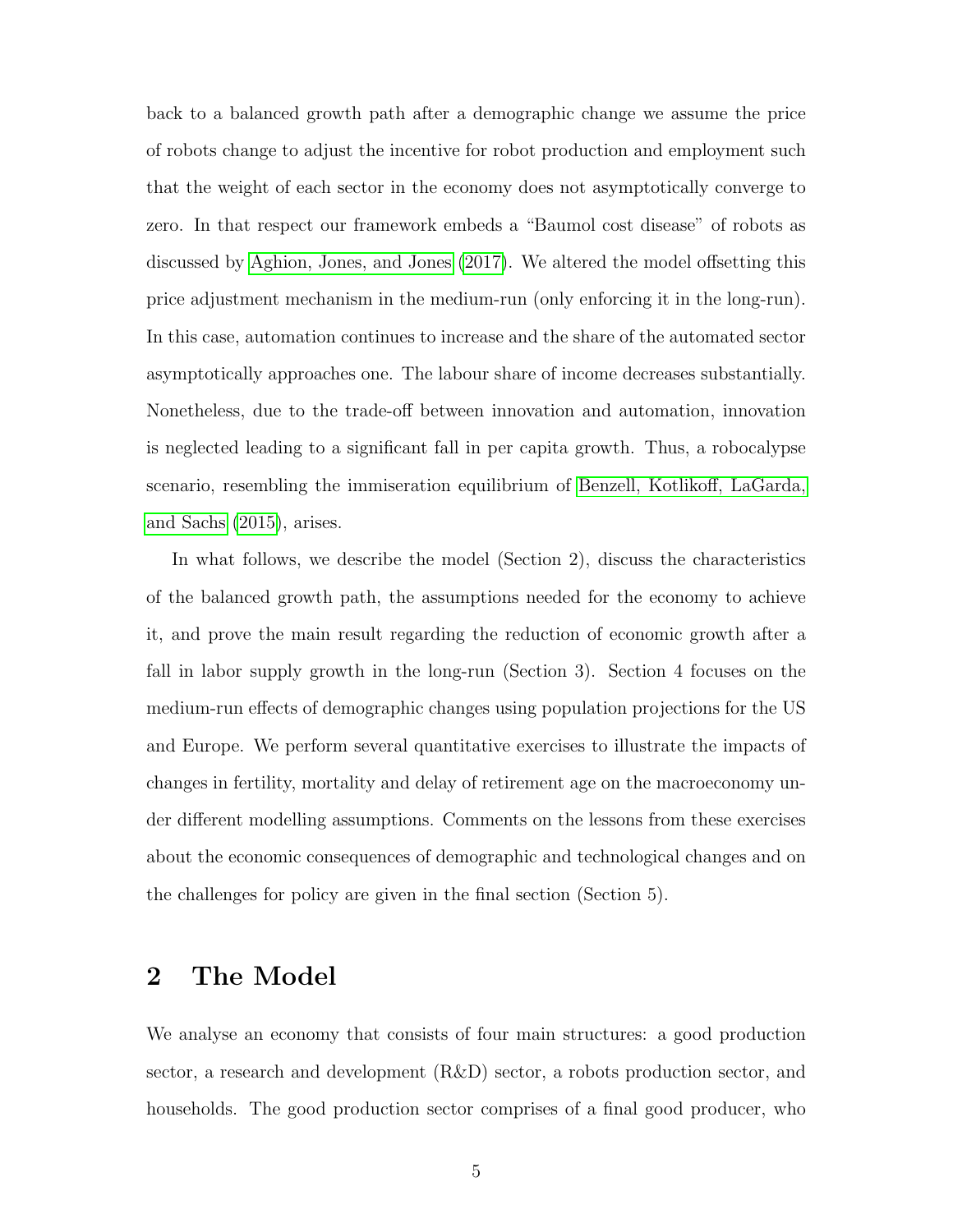back to a balanced growth path after a demographic change we assume the price of robots change to adjust the incentive for robot production and employment such that the weight of each sector in the economy does not asymptotically converge to zero. In that respect our framework embeds a "Baumol cost disease" of robots as discussed by Aghion, Jones, and Jones (2017). We altered the model offsetting this price adjustment mechanism in the medium-run (only enforcing it in the long-run). In this case, automation continues to increase and the share of the automated sector asymptotically approaches one. The labour share of income decreases substantially. Nonetheless, due to the trade-off between innovation and automation, innovation is neglected leading to a significant fall in per capita growth. Thus, a robocalypse scenario, resembling the immiseration equilibrium of Benzell, Kotlikoff, LaGarda, and Sachs (2015), arises.

In what follows, we describe the model (Section 2), discuss the characteristics of the balanced growth path, the assumptions needed for the economy to achieve it, and prove the main result regarding the reduction of economic growth after a fall in labor supply growth in the long-run (Section 3). Section 4 focuses on the medium-run effects of demographic changes using population projections for the US and Europe. We perform several quantitative exercises to illustrate the impacts of changes in fertility, mortality and delay of retirement age on the macroeconomy under different modelling assumptions. Comments on the lessons from these exercises about the economic consequences of demographic and technological changes and on the challenges for policy are given in the final section (Section 5).

## 2 The Model

We analyse an economy that consists of four main structures: a good production sector, a research and development (R&D) sector, a robots production sector, and households. The good production sector comprises of a final good producer, who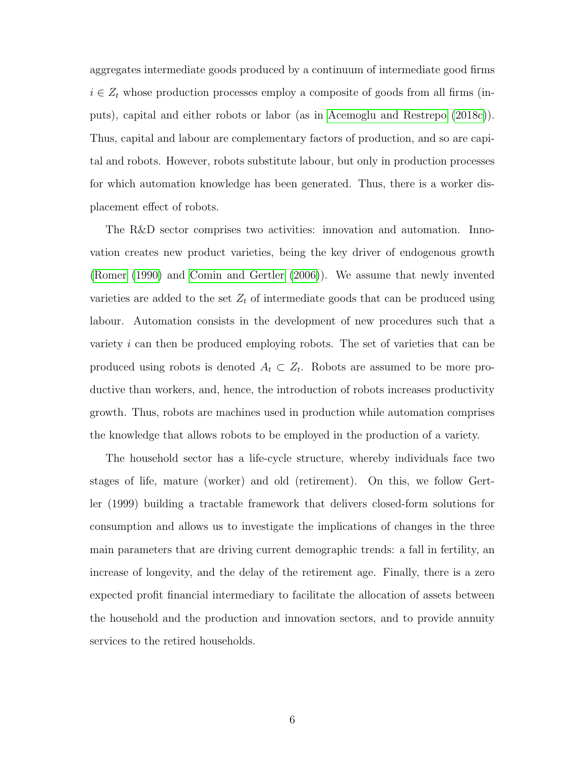aggregates intermediate goods produced by a continuum of intermediate good firms $i \in Z_t$ whose production processes employ a composite of goods from all firms (inputs), capital and either robots or labor (as in Acemoglu and Restrepo (2018c)). Thus, capital and labour are complementary factors of production, and so are capital and robots. However, robots substitute labour, but only in production processes for which automation knowledge has been generated. Thus, there is a worker displacement effect of robots.

The R&D sector comprises two activities: innovation and automation. Innovation creates new product varieties, being the key driver of endogenous growth (Romer (1990) and Comin and Gertler (2006)). We assume that newly invented varieties are added to the set $Z_t$ of intermediate goods that can be produced using labour. Automation consists in the development of new procedures such that a variety $i$ can then be produced employing robots. The set of varieties that can be produced using robots is denoted $A_t \subset Z_t$. Robots are assumed to be more productive than workers, and, hence, the introduction of robots increases productivity growth. Thus, robots are machines used in production while automation comprises the knowledge that allows robots to be employed in the production of a variety.

The household sector has a life-cycle structure, whereby individuals face two stages of life, mature (worker) and old (retirement). On this, we follow Gertler (1999) building a tractable framework that delivers closed-form solutions for consumption and allows us to investigate the implications of changes in the three main parameters that are driving current demographic trends: a fall in fertility, an increase of longevity, and the delay of the retirement age. Finally, there is a zero expected profit financial intermediary to facilitate the allocation of assets between the household and the production and innovation sectors, and to provide annuity services to the retired households.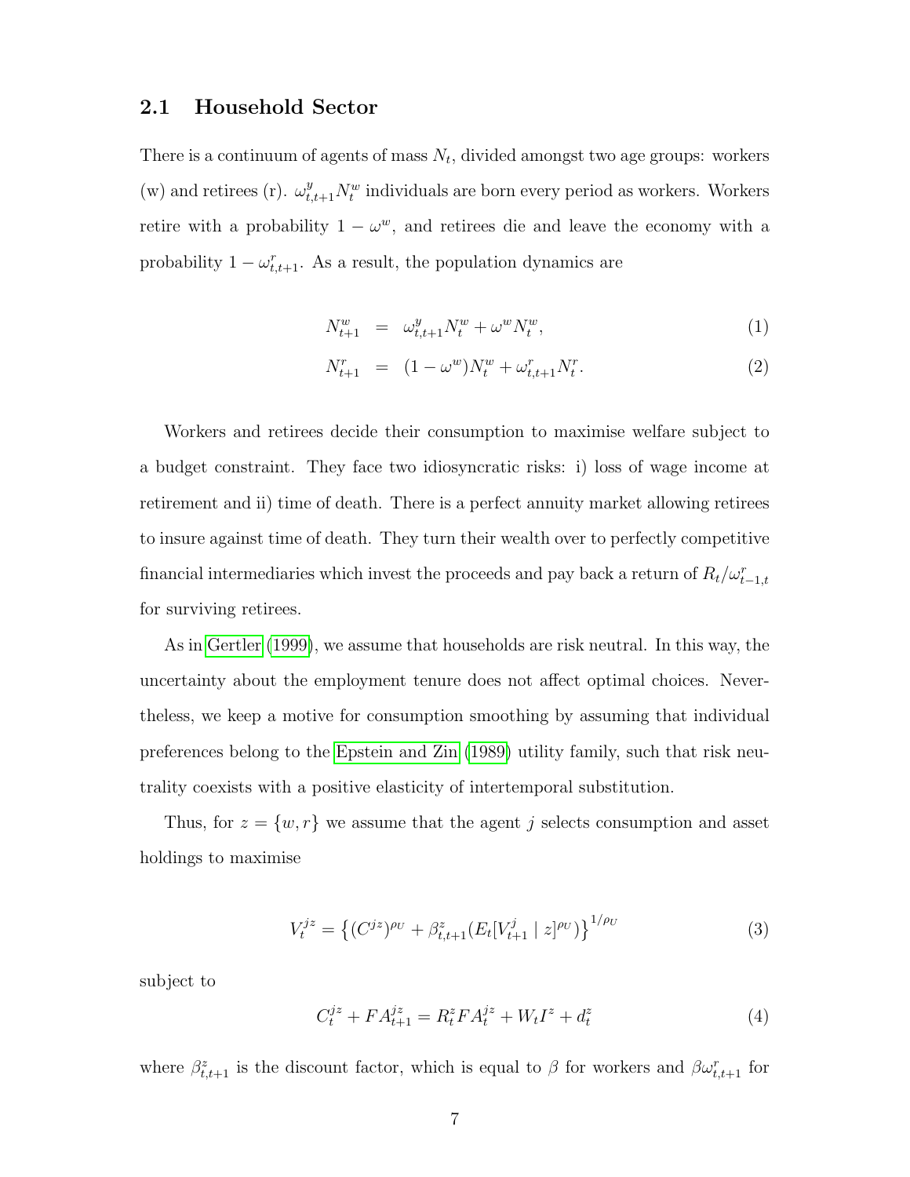## 2.1 Household Sector

There is a continuum of agents of mass $N_t$, divided amongst two age groups: workers (w) and retirees (r). $\omega^y_{t,t+1} N^w_t$ individuals are born every period as workers. Workers retire with a probability $1 - \omega^w$, and retirees die and leave the economy with a probability $1 - \omega^r_{t,t+1}$. As a result, the population dynamics are

$$
N^w_{t+1} = \omega^y_{t,t+1} N^w_t + \omega^w N^w_t, \tag{1}
$$

$$
N^r_{t+1} = (1 - \omega^w) N^w_t + \omega^r_{t,t+1} N^r_t. \tag{2}
$$

Workers and retirees decide their consumption to maximise welfare subject to a budget constraint. They face two idiosyncratic risks: i) loss of wage income at retirement and ii) time of death. There is a perfect annuity market allowing retirees to insure against time of death. They turn their wealth over to perfectly competitive financial intermediaries which invest the proceeds and pay back a return of $R_t / \omega^r_{t-1,t}$ for surviving retirees.

As in Gertler (1999), we assume that households are risk neutral. In this way, the uncertainty about the employment tenure does not affect optimal choices. Nevertheless, we keep a motive for consumption smoothing by assuming that individual preferences belong to the Epstein and Zin (1989) utility family, such that risk neutrality coexists with a positive elasticity of intertemporal substitution.

Thus, for $z = \{w, r\}$ we assume that the agent $j$ selects consumption and asset holdings to maximise

$$
V^{jz}_t = \left\{ (C^{jz})^{\rho_U} + \beta^z_{t,t+1} (E_t[V^j_{t+1} \mid z]^{\rho_U}) \right\}^{1/\rho_U} \tag{3}
$$

subject to

$$
C^{jz}_t + FA^{jz}_{t+1} = R^z_t FA^{jz}_t + W_t I^z + d^z_t \tag{4}
$$

where $\beta^z_{t,t+1}$ is the discount factor, which is equal to $\beta$ for workers and $\beta \omega^r_{t,t+1}$ for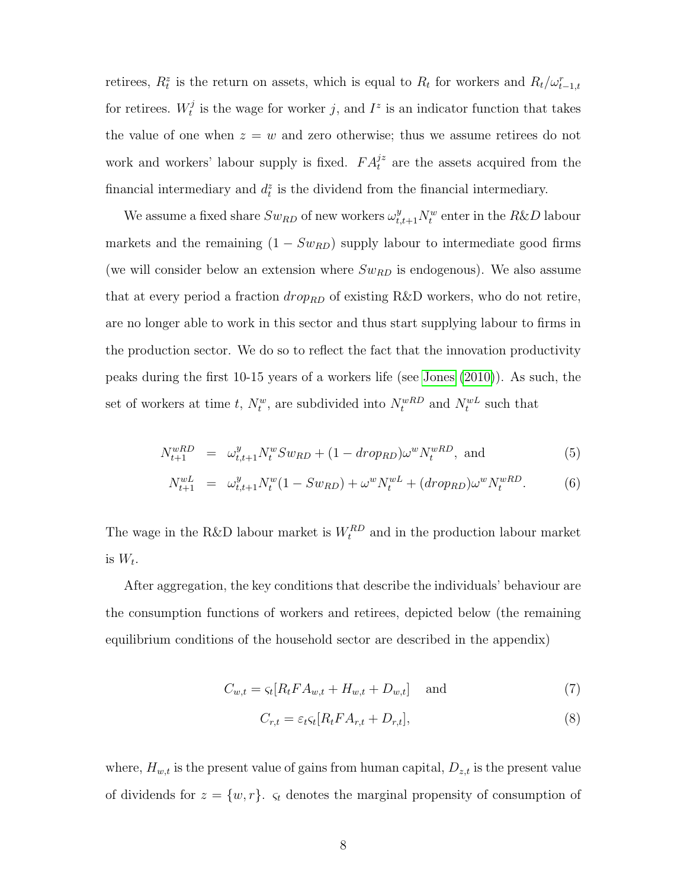retirees, $R_t^z$ is the return on assets, which is equal to $R_t$ for workers and $R_t/\omega^r_{t-1,t}$ for retirees. $W_t^j$ is the wage for worker $j$, and $I^z$ is an indicator function that takes the value of one when $z = w$ and zero otherwise; thus we assume retirees do not work and workers' labour supply is fixed. $FA_t^{jz}$ are the assets acquired from the financial intermediary and $d_t^z$ is the dividend from the financial intermediary.

We assume a fixed share $Sw_{RD}$ of new workers $\omega^y_{t,t+1}N_t^w$ enter in the $R\&D$ labour markets and the remaining $(1 - Sw_{RD})$ supply labour to intermediate good firms (we will consider below an extension where $Sw_{RD}$ is endogenous). We also assume that at every period a fraction $drop_{RD}$ of existing R&D workers, who do not retire, are no longer able to work in this sector and thus start supplying labour to firms in the production sector. We do so to reflect the fact that the innovation productivity peaks during the first 10-15 years of a workers life (see Jones (2010)). As such, the set of workers at time $t$, $N_t^w$, are subdivided into $N_t^{wRD}$ and $N_t^{wL}$ such that

$$N^{wRD}_{t+1} = \omega^y_{t,t+1}N^w_t Sw_{RD} + (1 - drop_{RD})\omega^w N^{wRD}_t, \text{ and} \tag{5}$$

$$N^{wL}_{t+1} = \omega^y_{t,t+1}N^w_t(1 - Sw_{RD}) + \omega^w N^{wL}_t + (drop_{RD})\omega^w N^{wRD}_t. \tag{6}$$

The wage in the R&D labour market is $W_t^{RD}$ and in the production labour market is $W_t$.

After aggregation, the key conditions that describe the individuals' behaviour are the consumption functions of workers and retirees, depicted below (the remaining equilibrium conditions of the household sector are described in the appendix)

$$C_{w,t} = \varsigma_t[R_t FA_{w,t} + H_{w,t} + D_{w,t}] \quad \text{and} \tag{7}$$

$$C_{r,t} = \varepsilon_t \varsigma_t[R_t FA_{r,t} + D_{r,t}], \tag{8}$$

where, $H_{w,t}$ is the present value of gains from human capital, $D_{z,t}$ is the present value of dividends for $z = \{w, r\}$. $\varsigma_t$ denotes the marginal propensity of consumption of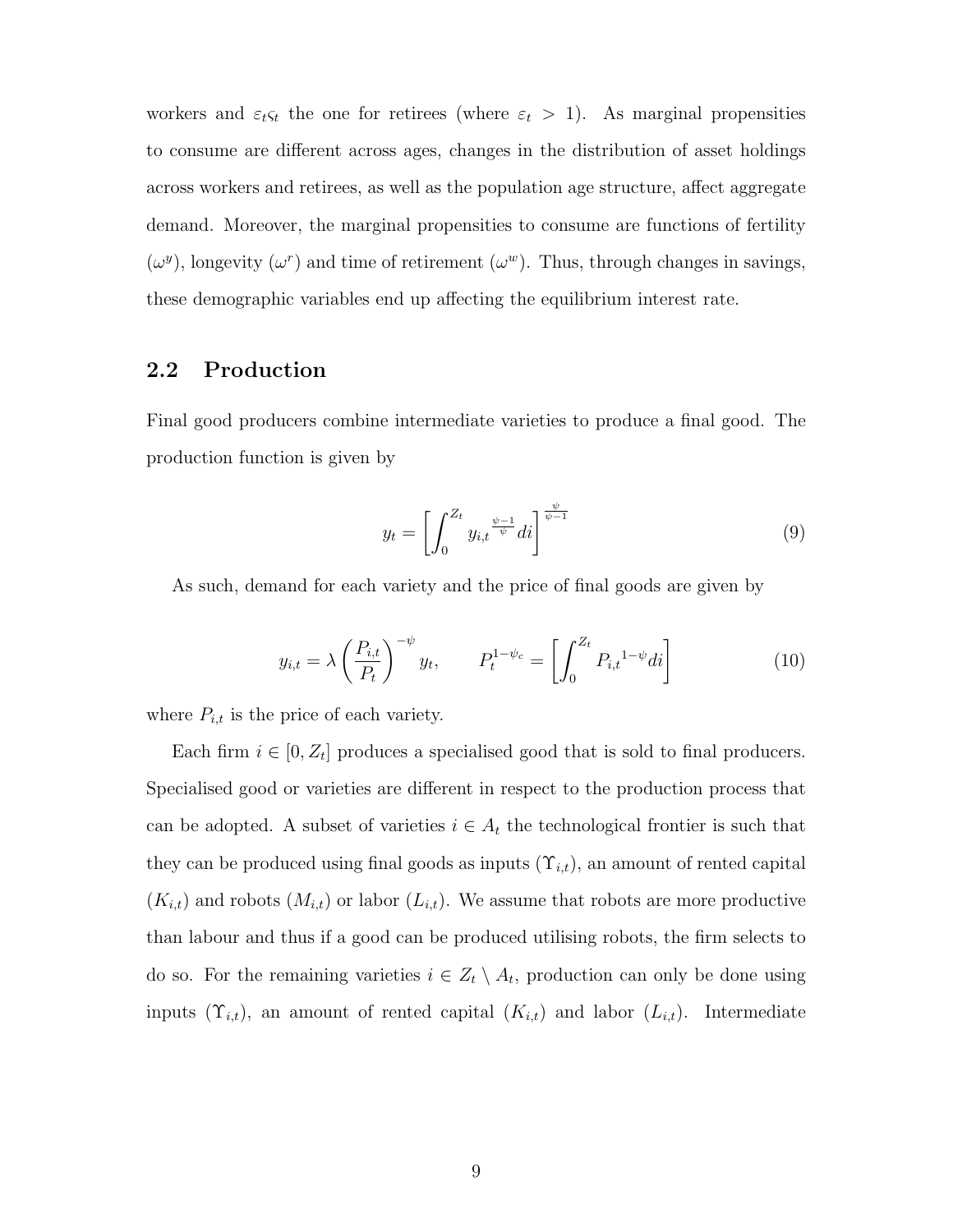workers and $\varepsilon_t \varsigma_t$ the one for retirees (where $\varepsilon_t > 1$). As marginal propensities to consume are different across ages, changes in the distribution of asset holdings across workers and retirees, as well as the population age structure, affect aggregate demand. Moreover, the marginal propensities to consume are functions of fertility ($\omega^y$), longevity ($\omega^r$) and time of retirement ($\omega^w$). Thus, through changes in savings, these demographic variables end up affecting the equilibrium interest rate.

## 2.2 Production

Final good producers combine intermediate varieties to produce a final good. The production function is given by

$$y_t = \left[ \int_0^{Z_t} {y_{i,t}}^{\frac{\psi-1}{\psi}} di \right]^{\frac{\psi}{\psi-1}} \tag{9}$$

As such, demand for each variety and the price of final goods are given by

$$y_{i,t} = \lambda \left( \frac{P_{i,t}}{P_t} \right)^{-\psi} y_t, \qquad P_t^{1-\psi_c} = \left[ \int_0^{Z_t} {P_{i,t}}^{1-\psi} di \right] \tag{10}$$

where $P_{i,t}$ is the price of each variety.

Each firm $i \in [0, Z_t]$ produces a specialised good that is sold to final producers. Specialised good or varieties are different in respect to the production process that can be adopted. A subset of varieties $i \in A_t$ the technological frontier is such that they can be produced using final goods as inputs ($\Upsilon_{i,t}$), an amount of rented capital ($K_{i,t}$) and robots ($M_{i,t}$) or labor ($L_{i,t}$). We assume that robots are more productive than labour and thus if a good can be produced utilising robots, the firm selects to do so. For the remaining varieties $i \in Z_t \setminus A_t$, production can only be done using inputs ($\Upsilon_{i,t}$), an amount of rented capital ($K_{i,t}$) and labor ($L_{i,t}$). Intermediate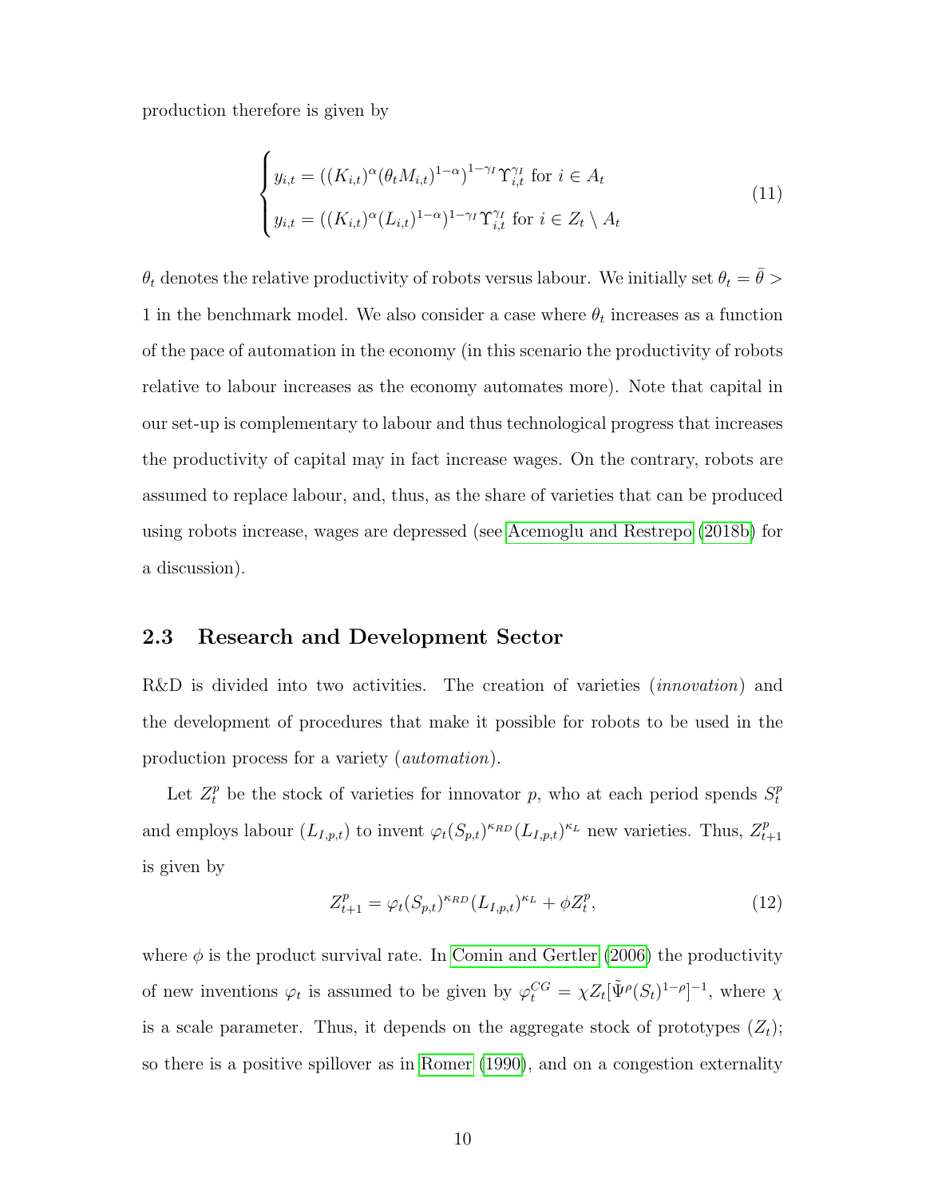production therefore is given by

$$
\begin{cases}
y_{i,t} = ((K_{i,t})^{\alpha}(\theta_t M_{i,t})^{1-\alpha})^{1-\gamma_I}\Upsilon_{i,t}^{\gamma_I} \text{ for } i \in A_t \\
y_{i,t} = ((K_{i,t})^{\alpha}(L_{i,t})^{1-\alpha})^{1-\gamma_I}\Upsilon_{i,t}^{\gamma_I} \text{ for } i \in Z_t \setminus A_t
\end{cases}
\tag{11}
$$

$\theta_t$ denotes the relative productivity of robots versus labour. We initially set $\theta_t = \bar{\theta} > 1$ in the benchmark model. We also consider a case where $\theta_t$ increases as a function of the pace of automation in the economy (in this scenario the productivity of robots relative to labour increases as the economy automates more). Note that capital in our set-up is complementary to labour and thus technological progress that increases the productivity of capital may in fact increase wages. On the contrary, robots are assumed to replace labour, and, thus, as the share of varieties that can be produced using robots increase, wages are depressed (see Acemoglu and Restrepo (2018b) for a discussion).

## 2.3 Research and Development Sector

R&D is divided into two activities. The creation of varieties (*innovation*) and the development of procedures that make it possible for robots to be used in the production process for a variety (*automation*).

Let $Z_t^p$ be the stock of varieties for innovator $p$, who at each period spends $S_t^p$ and employs labour ($L_{I,p,t}$) to invent $\varphi_t(S_{p,t})^{\kappa_{RD}}(L_{I,p,t})^{\kappa_L}$ new varieties. Thus, $Z_{t+1}^p$ is given by

$$
Z_{t+1}^p = \varphi_t(S_{p,t})^{\kappa_{RD}}(L_{I,p,t})^{\kappa_L} + \phi Z_t^p,
\tag{12}
$$

where $\phi$ is the product survival rate. In Comin and Gertler (2006) the productivity of new inventions $\varphi_t$ is assumed to be given by $\varphi_t^{CG} = \chi Z_t[\tilde{\Psi}^{\rho}(S_t)^{1-\rho}]^{-1}$, where $\chi$ is a scale parameter. Thus, it depends on the aggregate stock of prototypes ($Z_t$); so there is a positive spillover as in Romer (1990), and on a congestion externality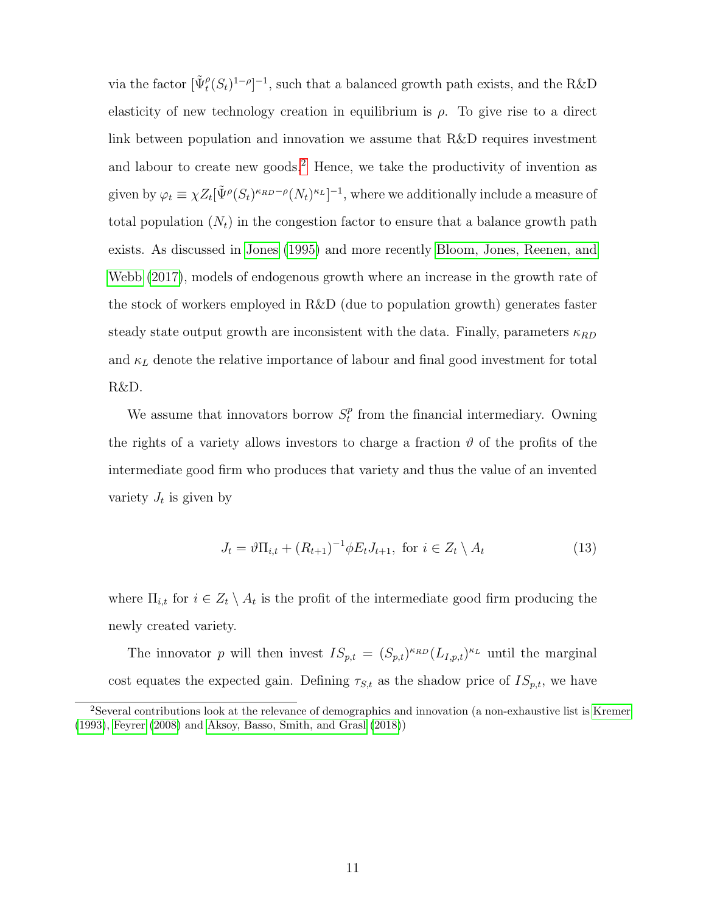via the factor $[\tilde{\Psi}_t^{\rho}(S_t)^{1-\rho}]^{-1}$, such that a balanced growth path exists, and the R&D elasticity of new technology creation in equilibrium is $\rho$. To give rise to a direct link between population and innovation we assume that R&D requires investment and labour to create new goods.[2] Hence, we take the productivity of invention as given by $\varphi_t \equiv \chi Z_t[\tilde{\Psi}^{\rho}(S_t)^{\kappa_{RD}-\rho}(N_t)^{\kappa_L}]^{-1}$, where we additionally include a measure of total population ($N_t$) in the congestion factor to ensure that a balance growth path exists. As discussed in Jones (1995) and more recently Bloom, Jones, Reenen, and Webb (2017), models of endogenous growth where an increase in the growth rate of the stock of workers employed in R&D (due to population growth) generates faster steady state output growth are inconsistent with the data. Finally, parameters $\kappa_{RD}$ and $\kappa_L$ denote the relative importance of labour and final good investment for total R&D.

We assume that innovators borrow $S_t^p$ from the financial intermediary. Owning the rights of a variety allows investors to charge a fraction $\vartheta$ of the profits of the intermediate good firm who produces that variety and thus the value of an invented variety $J_t$ is given by

$$J_t = \vartheta \Pi_{i,t} + (R_{t+1})^{-1} \phi E_t J_{t+1}, \text{ for } i \in Z_t \setminus A_t \tag{13}$$

where $\Pi_{i,t}$ for $i \in Z_t \setminus A_t$ is the profit of the intermediate good firm producing the newly created variety.

The innovator $p$ will then invest $IS_{p,t} = (S_{p,t})^{\kappa_{RD}}(L_{I,p,t})^{\kappa_L}$ until the marginal cost equates the expected gain. Defining $\tau_{S,t}$ as the shadow price of $IS_{p,t}$, we have

[2] Several contributions look at the relevance of demographics and innovation (a non-exhaustive list is Kremer (1993), Feyrer (2008) and Aksoy, Basso, Smith, and Grasl (2018))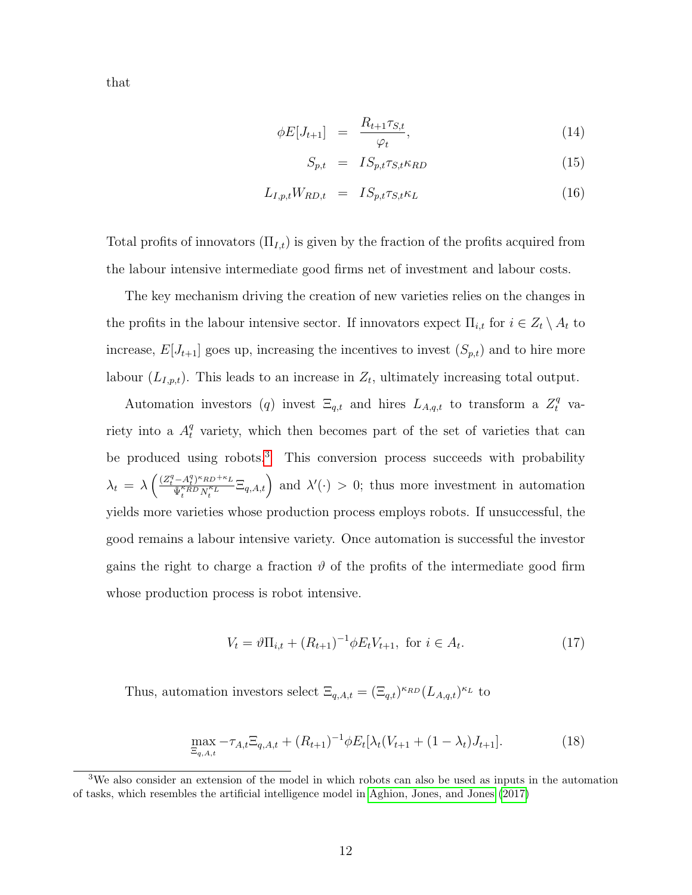that

$$
\begin{aligned}
\phi E[J_{t+1}] &= \frac{R_{t+1}\tau_{S,t}}{\varphi_t}, && (14)\\
S_{p,t} &= IS_{p,t}\tau_{S,t}\kappa_{RD} && (15)\\
L_{I,p,t}W_{RD,t} &= IS_{p,t}\tau_{S,t}\kappa_{L} && (16)
\end{aligned}
$$

Total profits of innovators ($\Pi_{I,t}$) is given by the fraction of the profits acquired from the labour intensive intermediate good firms net of investment and labour costs.

The key mechanism driving the creation of new varieties relies on the changes in the profits in the labour intensive sector. If innovators expect $\Pi_{i,t}$ for $i \in Z_t \setminus A_t$ to increase, $E[J_{t+1}]$ goes up, increasing the incentives to invest ($S_{p,t}$) and to hire more labour ($L_{I,p,t}$). This leads to an increase in $Z_t$, ultimately increasing total output.

Automation investors ($q$) invest $\Xi_{q,t}$ and hires $L_{A,q,t}$ to transform a $Z_t^q$ variety into a $A_t^q$ variety, which then becomes part of the set of varieties that can be produced using robots.[3] This conversion process succeeds with probability $\lambda_t = \lambda\left(\frac{(Z_t^q - A_t^q)^{\kappa_{RD}+\kappa_L}}{\Psi_t^{\kappa_{RD}} N_t^{\kappa_L}}\Xi_{q,A,t}\right)$ and $\lambda'(\cdot) > 0$; thus more investment in automation yields more varieties whose production process employs robots. If unsuccessful, the good remains a labour intensive variety. Once automation is successful the investor gains the right to charge a fraction $\vartheta$ of the profits of the intermediate good firm whose production process is robot intensive.

$$
V_t = \vartheta\Pi_{i,t} + (R_{t+1})^{-1}\phi E_t V_{t+1}, \text{ for } i \in A_t. \tag{17}
$$

Thus, automation investors select $\Xi_{q,A,t} = (\Xi_{q,t})^{\kappa_{RD}}(L_{A,q,t})^{\kappa_L}$ to

$$
\max_{\Xi_{q,A,t}} -\tau_{A,t}\Xi_{q,A,t} + (R_{t+1})^{-1}\phi E_t[\lambda_t(V_{t+1} + (1-\lambda_t)J_{t+1}]. \tag{18}
$$

[3] We also consider an extension of the model in which robots can also be used as inputs in the automation of tasks, which resembles the artificial intelligence model in Aghion, Jones, and Jones (2017)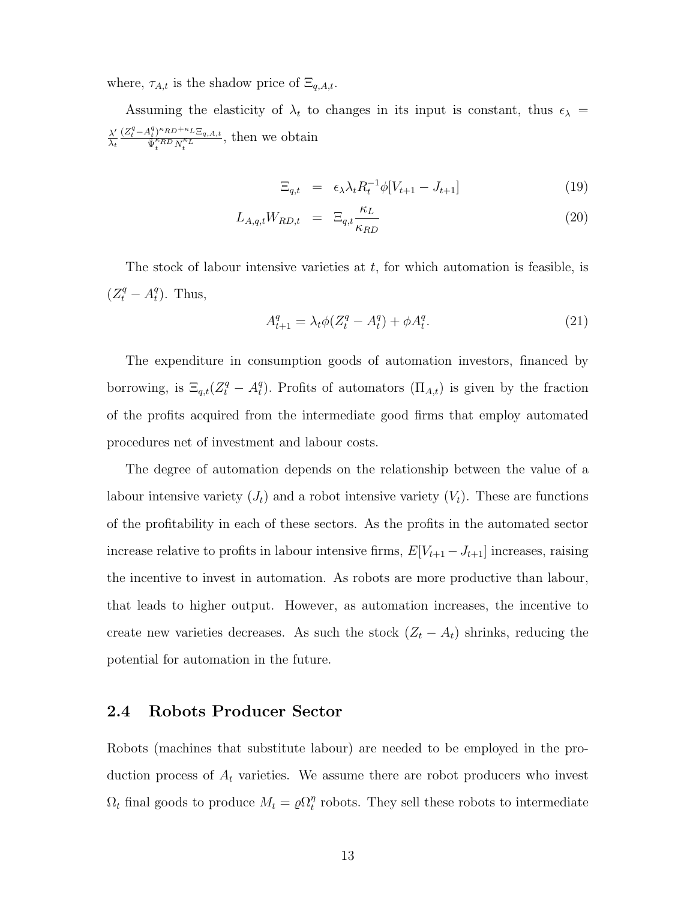where, $\tau_{A,t}$ is the shadow price of $\Xi_{q,A,t}$.

Assuming the elasticity of $\lambda_t$ to changes in its input is constant, thus $\epsilon_\lambda = \frac{\lambda'}{\lambda_t}\frac{(Z_t^q - A_t^q)^{\kappa_{RD}+\kappa_L}\Xi_{q,A,t}}{\Psi_t^{\kappa_{RD}} N_t^{\kappa_L}}$, then we obtain

$$
\begin{aligned}
\Xi_{q,t} &= \epsilon_\lambda \lambda_t R_t^{-1} \phi [V_{t+1} - J_{t+1}] && (19) \\
L_{A,q,t} W_{RD,t} &= \Xi_{q,t} \frac{\kappa_L}{\kappa_{RD}} && (20)
\end{aligned}
$$

The stock of labour intensive varieties at $t$, for which automation is feasible, is $(Z_t^q - A_t^q)$. Thus,

$$
A_{t+1}^q = \lambda_t \phi (Z_t^q - A_t^q) + \phi A_t^q. \tag{21}
$$

The expenditure in consumption goods of automation investors, financed by borrowing, is $\Xi_{q,t}(Z_t^q - A_t^q)$. Profits of automators $(\Pi_{A,t})$ is given by the fraction of the profits acquired from the intermediate good firms that employ automated procedures net of investment and labour costs.

The degree of automation depends on the relationship between the value of a labour intensive variety $(J_t)$ and a robot intensive variety $(V_t)$. These are functions of the profitability in each of these sectors. As the profits in the automated sector increase relative to profits in labour intensive firms, $E[V_{t+1} - J_{t+1}]$ increases, raising the incentive to invest in automation. As robots are more productive than labour, that leads to higher output. However, as automation increases, the incentive to create new varieties decreases. As such the stock $(Z_t - A_t)$ shrinks, reducing the potential for automation in the future.

## 2.4 Robots Producer Sector

Robots (machines that substitute labour) are needed to be employed in the production process of $A_t$ varieties. We assume there are robot producers who invest $\Omega_t$ final goods to produce $M_t = \varrho \Omega_t^\eta$ robots. They sell these robots to intermediate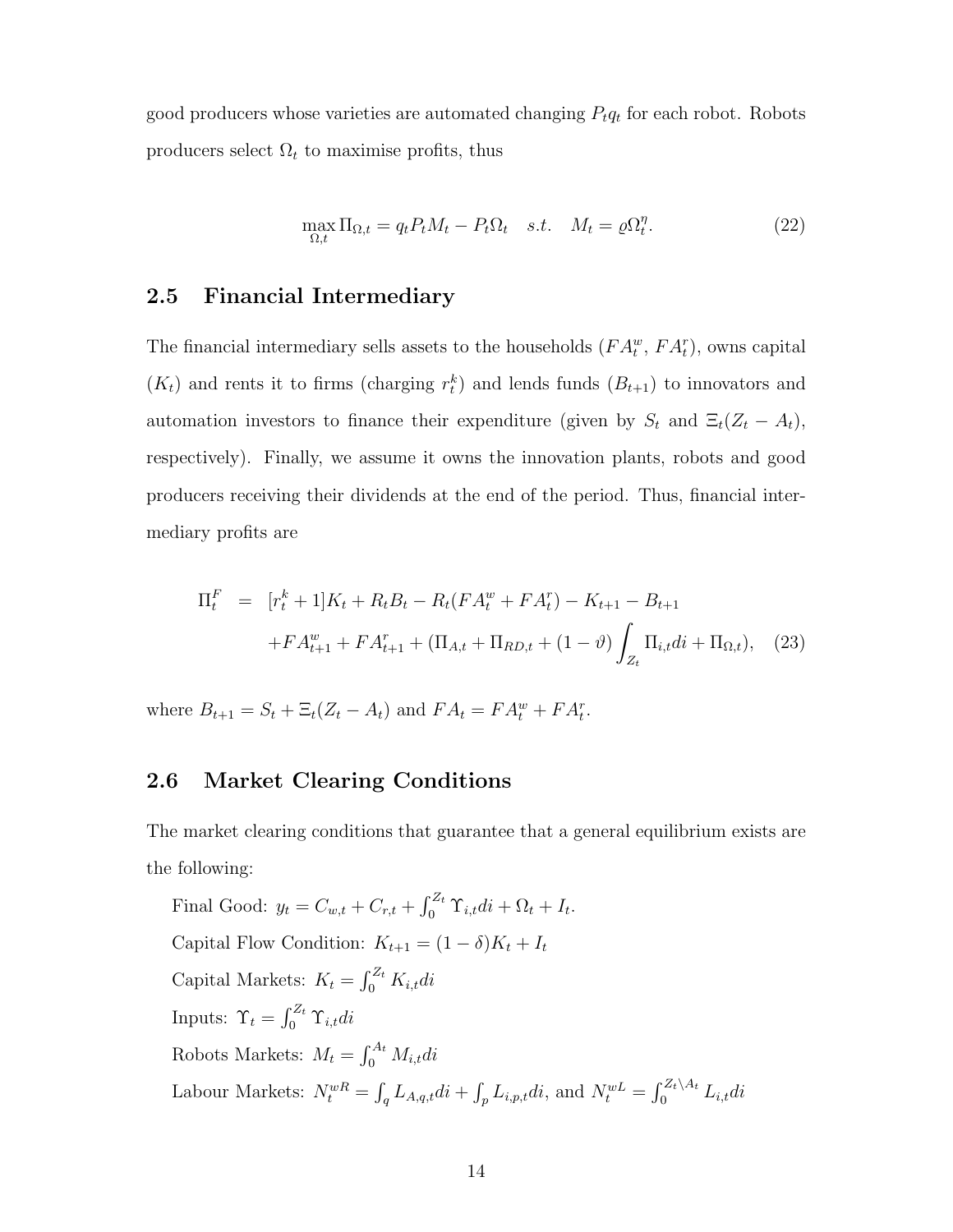good producers whose varieties are automated changing $P_t q_t$ for each robot. Robots producers select $\Omega_t$ to maximise profits, thus

$$\max_{\Omega,t} \Pi_{\Omega,t} = q_t P_t M_t - P_t \Omega_t \quad s.t. \quad M_t = \varrho \Omega_t^{\eta}. \tag{22}$$

## 2.5 Financial Intermediary

The financial intermediary sells assets to the households ($FA_t^w$, $FA_t^r$), owns capital ($K_t$) and rents it to firms (charging $r_t^k$) and lends funds ($B_{t+1}$) to innovators and automation investors to finance their expenditure (given by $S_t$ and $\Xi_t(Z_t - A_t)$, respectively). Finally, we assume it owns the innovation plants, robots and good producers receiving their dividends at the end of the period. Thus, financial intermediary profits are

$$\begin{aligned}
\Pi_t^F &= [r_t^k + 1]K_t + R_t B_t - R_t(FA_t^w + FA_t^r) - K_{t+1} - B_{t+1} \\
&\quad + FA_{t+1}^w + FA_{t+1}^r + (\Pi_{A,t} + \Pi_{RD,t} + (1-\vartheta)\int_{Z_t} \Pi_{i,t} di + \Pi_{\Omega,t}), \quad (23)
\end{aligned}$$

where $B_{t+1} = S_t + \Xi_t(Z_t - A_t)$ and $FA_t = FA_t^w + FA_t^r$.

## 2.6 Market Clearing Conditions

The market clearing conditions that guarantee that a general equilibrium exists are the following:

Final Good: $y_t = C_{w,t} + C_{r,t} + \int_0^{Z_t} \Upsilon_{i,t} di + \Omega_t + I_t$.

Capital Flow Condition: $K_{t+1} = (1-\delta)K_t + I_t$

Capital Markets: $K_t = \int_0^{Z_t} K_{i,t} di$

Inputs: $\Upsilon_t = \int_0^{Z_t} \Upsilon_{i,t} di$

Robots Markets: $M_t = \int_0^{A_t} M_{i,t} di$

Labour Markets: $N_t^{wR} = \int_q L_{A,q,t} di + \int_p L_{i,p,t} di$, and $N_t^{wL} = \int_0^{Z_t \setminus A_t} L_{i,t} di$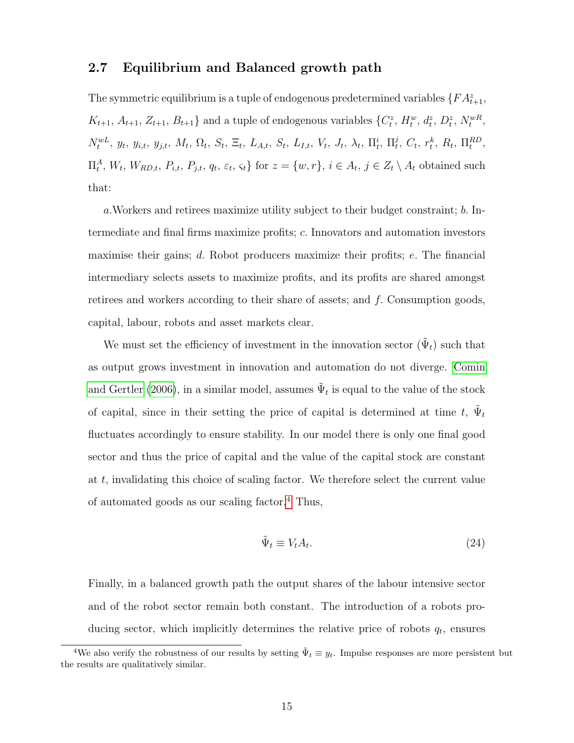## 2.7 Equilibrium and Balanced growth path

The symmetric equilibrium is a tuple of endogenous predetermined variables $\{FA^z_{t+1}$, $K_{t+1}$, $A_{t+1}$, $Z_{t+1}$, $B_{t+1}\}$ and a tuple of endogenous variables $\{C^z_t$, $H^w_t$, $d^z_t$, $D^z_t$, $N^{wR}_t$, $N^{wL}_t$, $y_t$, $y_{i,t}$, $y_{j,t}$, $M_t$, $\Omega_t$, $S_t$, $\Xi_t$, $L_{A,t}$, $S_t$, $L_{I,t}$, $V_t$, $J_t$, $\lambda_t$, $\Pi^i_t$, $\Pi^j_t$, $C_t$, $r^k_t$, $R_t$, $\Pi^{RD}_t$, $\Pi^A_t$, $W_t$, $W_{RD,t}$, $P_{i,t}$, $P_{j,t}$, $q_t$, $\varepsilon_t$, $\varsigma_t\}$ for $z = \{w, r\}$, $i \in A_t$, $j \in Z_t \setminus A_t$ obtained such that:

*a.*Workers and retirees maximize utility subject to their budget constraint; *b.* Intermediate and final firms maximize profits; *c.* Innovators and automation investors maximise their gains; *d.* Robot producers maximize their profits; *e.* The financial intermediary selects assets to maximize profits, and its profits are shared amongst retirees and workers according to their share of assets; and *f.* Consumption goods, capital, labour, robots and asset markets clear.

We must set the efficiency of investment in the innovation sector ($\tilde{\Psi}_t$) such that as output grows investment in innovation and automation do not diverge. Comin and Gertler (2006), in a similar model, assumes $\tilde{\Psi}_t$ is equal to the value of the stock of capital, since in their setting the price of capital is determined at time $t$, $\tilde{\Psi}_t$ fluctuates accordingly to ensure stability. In our model there is only one final good sector and thus the price of capital and the value of the capital stock are constant at $t$, invalidating this choice of scaling factor. We therefore select the current value of automated goods as our scaling factor.[4] Thus,

$$\tilde{\Psi}_t \equiv V_t A_t. \tag{24}$$

Finally, in a balanced growth path the output shares of the labour intensive sector and of the robot sector remain both constant. The introduction of a robots producing sector, which implicitly determines the relative price of robots $q_t$, ensures

[4]We also verify the robustness of our results by setting $\tilde{\Psi}_t \equiv y_t$. Impulse responses are more persistent but the results are qualitatively similar.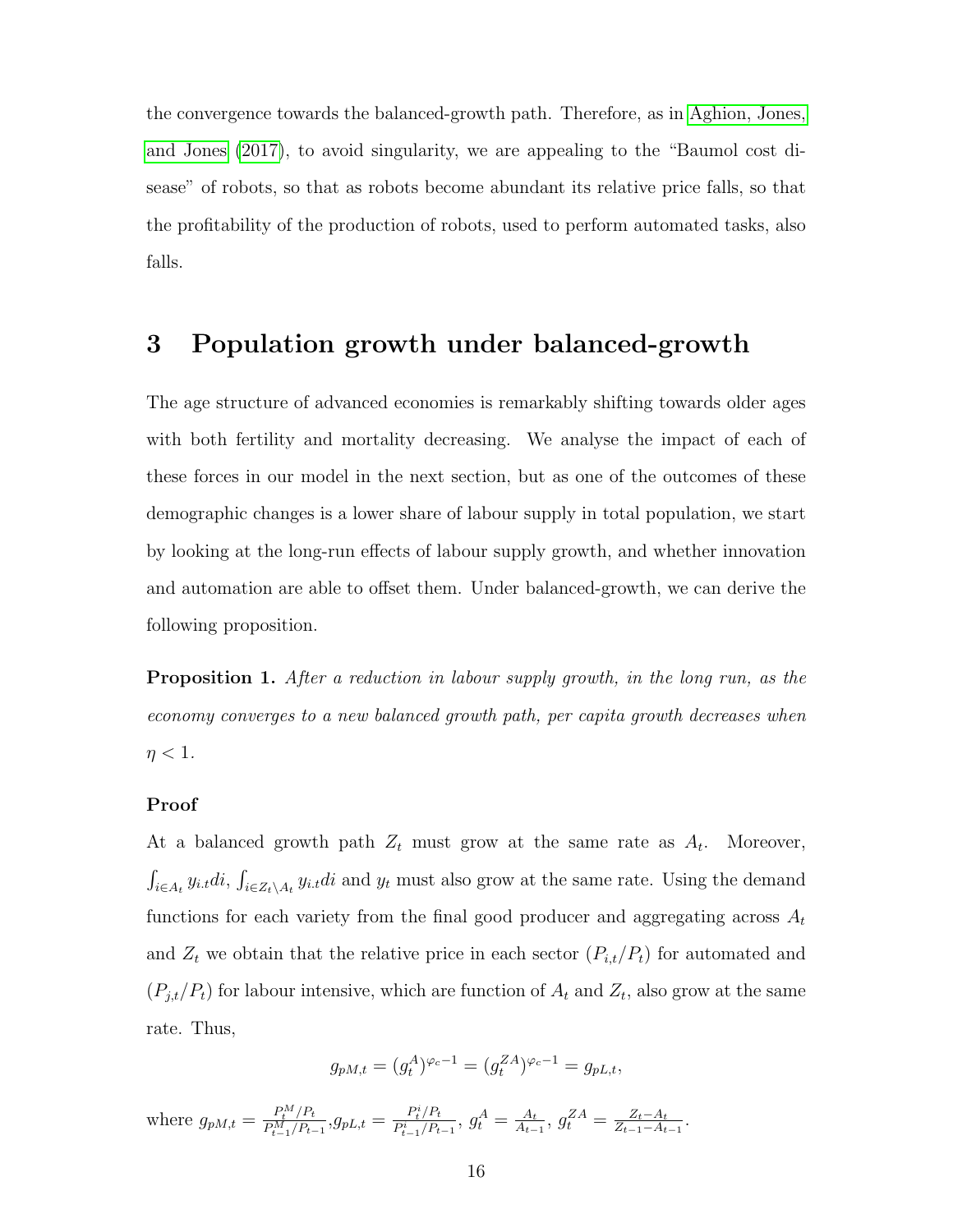the convergence towards the balanced-growth path. Therefore, as in Aghion, Jones, and Jones (2017), to avoid singularity, we are appealing to the "Baumol cost disease" of robots, so that as robots become abundant its relative price falls, so that the profitability of the production of robots, used to perform automated tasks, also falls.

## 3 Population growth under balanced-growth

The age structure of advanced economies is remarkably shifting towards older ages with both fertility and mortality decreasing. We analyse the impact of each of these forces in our model in the next section, but as one of the outcomes of these demographic changes is a lower share of labour supply in total population, we start by looking at the long-run effects of labour supply growth, and whether innovation and automation are able to offset them. Under balanced-growth, we can derive the following proposition.

**Proposition 1.** *After a reduction in labour supply growth, in the long run, as the economy converges to a new balanced growth path, per capita growth decreases when* $\eta < 1$.

**Proof**

At a balanced growth path $Z_t$ must grow at the same rate as $A_t$. Moreover, $\int_{i \in A_t} y_{i.t} di$, $\int_{i \in Z_t \setminus A_t} y_{i.t} di$ and $y_t$ must also grow at the same rate. Using the demand functions for each variety from the final good producer and aggregating across $A_t$ and $Z_t$ we obtain that the relative price in each sector $(P_{i,t}/P_t)$ for automated and $(P_{j,t}/P_t)$ for labour intensive, which are function of $A_t$ and $Z_t$, also grow at the same rate. Thus,

$$g_{pM,t} = (g_t^A)^{\varphi_c - 1} = (g_t^{ZA})^{\varphi_c - 1} = g_{pL,t},$$

where $g_{pM,t} = \frac{P_t^M / P_t}{P_{t-1}^M / P_{t-1}}$, $g_{pL,t} = \frac{P_t^i / P_t}{P_{t-1}^i / P_{t-1}}$, $g_t^A = \frac{A_t}{A_{t-1}}$, $g_t^{ZA} = \frac{Z_t - A_t}{Z_{t-1} - A_{t-1}}$.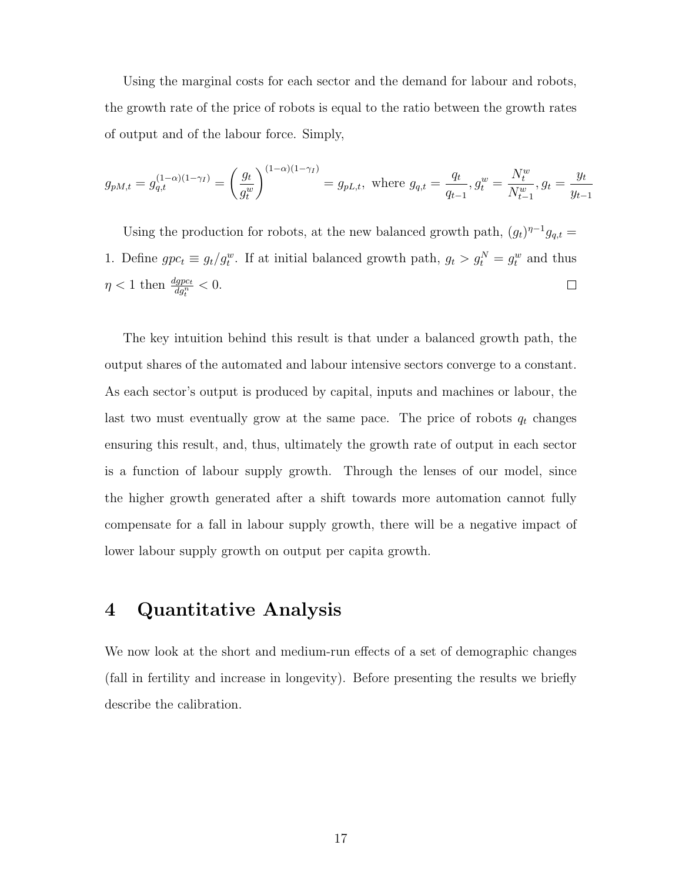Using the marginal costs for each sector and the demand for labour and robots, the growth rate of the price of robots is equal to the ratio between the growth rates of output and of the labour force. Simply,

$$g_{pM,t} = g_{q,t}^{(1-\alpha)(1-\gamma_I)} = \left(\frac{g_t}{g_t^w}\right)^{(1-\alpha)(1-\gamma_I)} = g_{pL,t}, \text{ where } g_{q,t} = \frac{q_t}{q_{t-1}}, g_t^w = \frac{N_t^w}{N_{t-1}^w}, g_t = \frac{y_t}{y_{t-1}}$$

Using the production for robots, at the new balanced growth path, $(g_t)^{\eta-1} g_{q,t} = 1$. Define $gpc_t \equiv g_t/g_t^w$. If at initial balanced growth path, $g_t > g_t^N = g_t^w$ and thus $\eta < 1$ then $\frac{dgpc_t}{dg_t^n} < 0$. □

The key intuition behind this result is that under a balanced growth path, the output shares of the automated and labour intensive sectors converge to a constant. As each sector's output is produced by capital, inputs and machines or labour, the last two must eventually grow at the same pace. The price of robots $q_t$ changes ensuring this result, and, thus, ultimately the growth rate of output in each sector is a function of labour supply growth. Through the lenses of our model, since the higher growth generated after a shift towards more automation cannot fully compensate for a fall in labour supply growth, there will be a negative impact of lower labour supply growth on output per capita growth.

# 4 Quantitative Analysis

We now look at the short and medium-run effects of a set of demographic changes (fall in fertility and increase in longevity). Before presenting the results we briefly describe the calibration.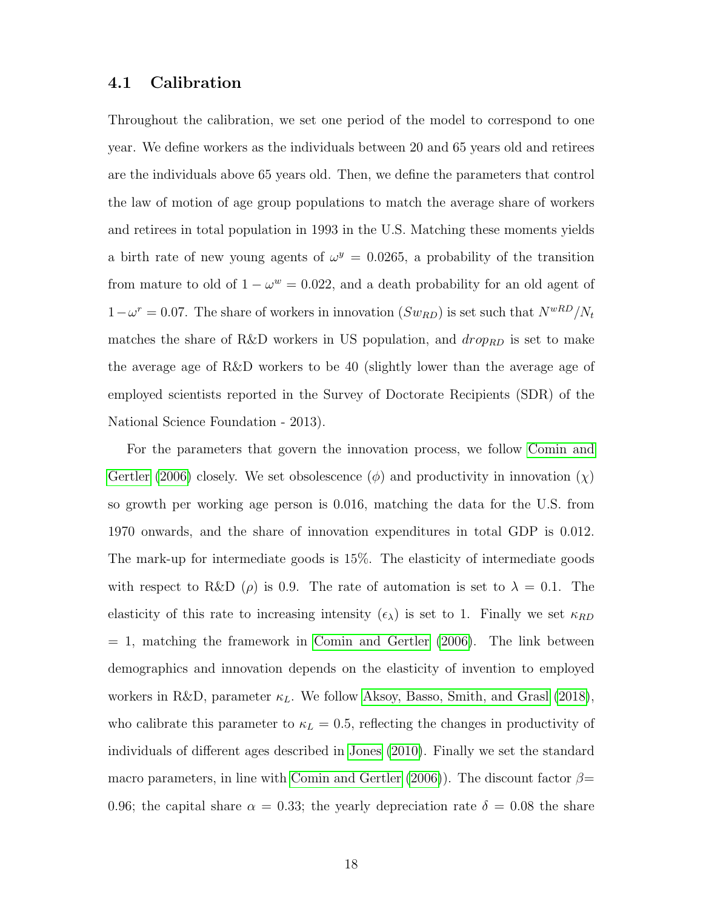### 4.1 Calibration

Throughout the calibration, we set one period of the model to correspond to one year. We define workers as the individuals between 20 and 65 years old and retirees are the individuals above 65 years old. Then, we define the parameters that control the law of motion of age group populations to match the average share of workers and retirees in total population in 1993 in the U.S. Matching these moments yields a birth rate of new young agents of $\omega^y = 0.0265$, a probability of the transition from mature to old of $1 - \omega^w = 0.022$, and a death probability for an old agent of $1 - \omega^r = 0.07$. The share of workers in innovation ($Sw_{RD}$) is set such that $N^{wRD}/N_t$ matches the share of R&D workers in US population, and $drop_{RD}$ is set to make the average age of R&D workers to be 40 (slightly lower than the average age of employed scientists reported in the Survey of Doctorate Recipients (SDR) of the National Science Foundation - 2013).

For the parameters that govern the innovation process, we follow Comin and Gertler (2006) closely. We set obsolescence ($\phi$) and productivity in innovation ($\chi$) so growth per working age person is 0.016, matching the data for the U.S. from 1970 onwards, and the share of innovation expenditures in total GDP is 0.012. The mark-up for intermediate goods is 15%. The elasticity of intermediate goods with respect to R&D ($\rho$) is 0.9. The rate of automation is set to $\lambda = 0.1$. The elasticity of this rate to increasing intensity ($\epsilon_\lambda$) is set to 1. Finally we set $\kappa_{RD} = 1$, matching the framework in Comin and Gertler (2006). The link between demographics and innovation depends on the elasticity of invention to employed workers in R&D, parameter $\kappa_L$. We follow Aksoy, Basso, Smith, and Grasl (2018), who calibrate this parameter to $\kappa_L = 0.5$, reflecting the changes in productivity of individuals of different ages described in Jones (2010). Finally we set the standard macro parameters, in line with Comin and Gertler (2006)). The discount factor $\beta = 0.96$; the capital share $\alpha = 0.33$; the yearly depreciation rate $\delta = 0.08$ the share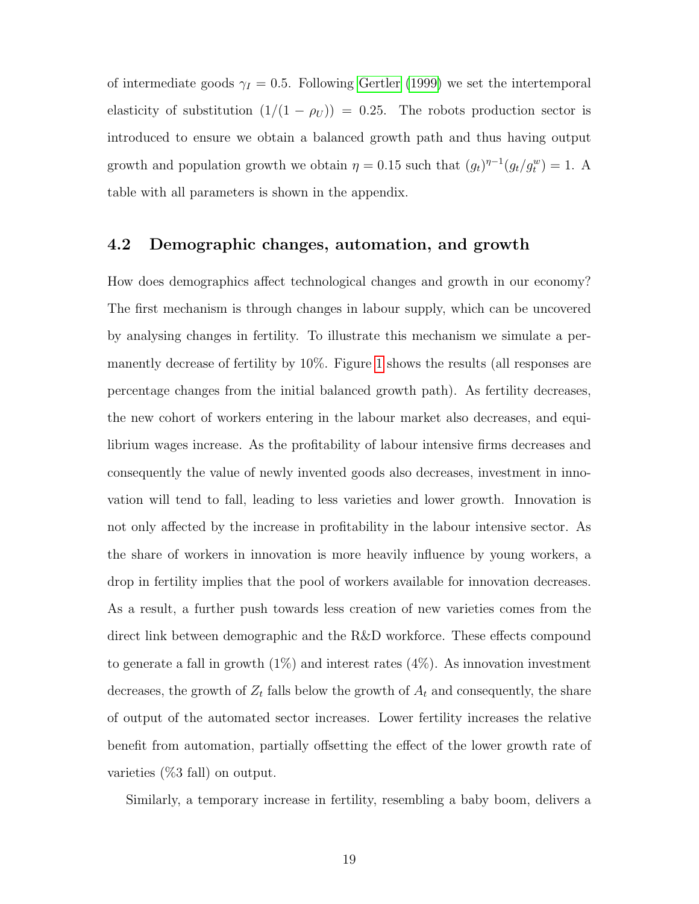of intermediate goods $\gamma_I = 0.5$. Following Gertler (1999) we set the intertemporal elasticity of substitution $(1/(1-\rho_U)) = 0.25$. The robots production sector is introduced to ensure we obtain a balanced growth path and thus having output growth and population growth we obtain $\eta = 0.15$ such that $(g_t)^{\eta-1}(g_t/g_t^w) = 1$. A table with all parameters is shown in the appendix.

### 4.2 Demographic changes, automation, and growth

How does demographics affect technological changes and growth in our economy? The first mechanism is through changes in labour supply, which can be uncovered by analysing changes in fertility. To illustrate this mechanism we simulate a permanently decrease of fertility by 10%. Figure 1 shows the results (all responses are percentage changes from the initial balanced growth path). As fertility decreases, the new cohort of workers entering in the labour market also decreases, and equilibrium wages increase. As the profitability of labour intensive firms decreases and consequently the value of newly invented goods also decreases, investment in innovation will tend to fall, leading to less varieties and lower growth. Innovation is not only affected by the increase in profitability in the labour intensive sector. As the share of workers in innovation is more heavily influence by young workers, a drop in fertility implies that the pool of workers available for innovation decreases. As a result, a further push towards less creation of new varieties comes from the direct link between demographic and the R&D workforce. These effects compound to generate a fall in growth (1%) and interest rates (4%). As innovation investment decreases, the growth of $Z_t$ falls below the growth of $A_t$ and consequently, the share of output of the automated sector increases. Lower fertility increases the relative benefit from automation, partially offsetting the effect of the lower growth rate of varieties (%3 fall) on output.

Similarly, a temporary increase in fertility, resembling a baby boom, delivers a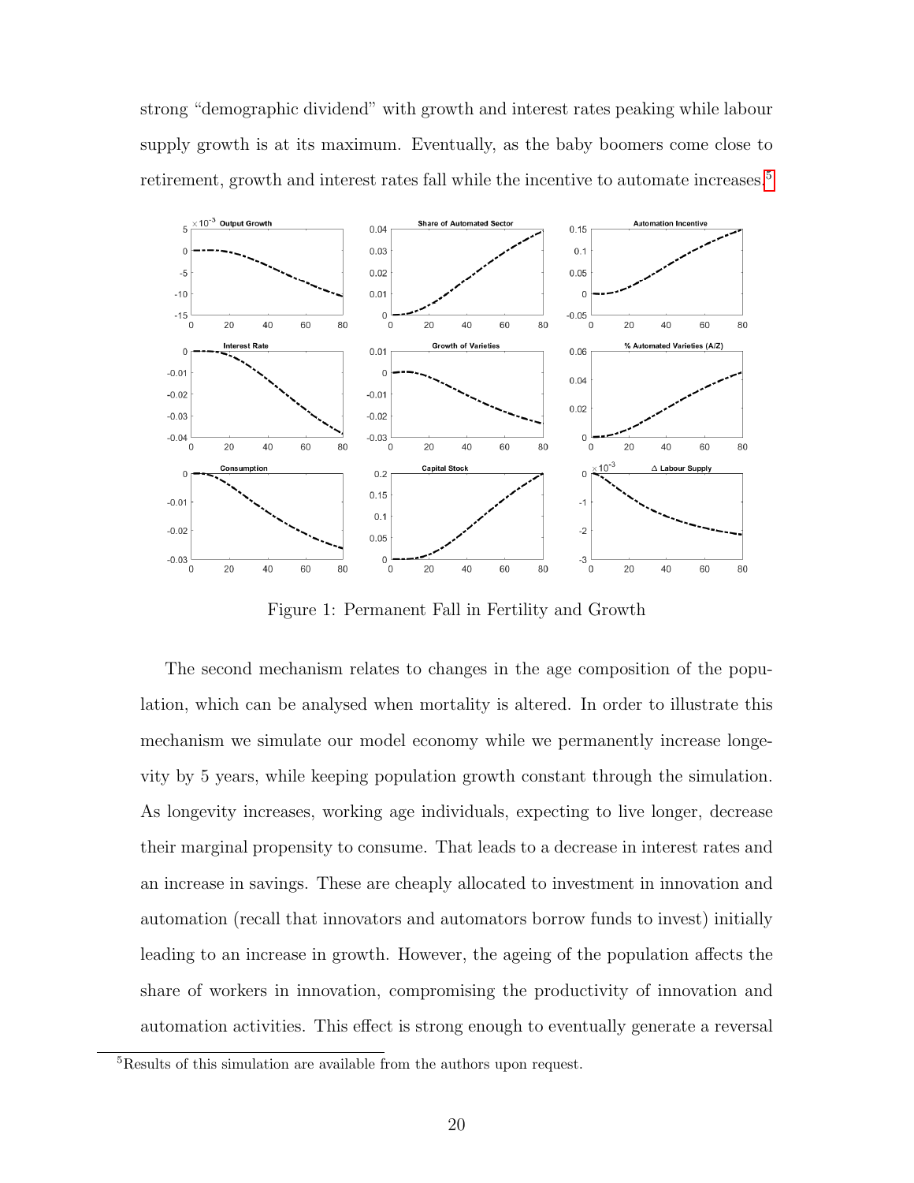strong "demographic dividend" with growth and interest rates peaking while labour supply growth is at its maximum. Eventually, as the baby boomers come close to retirement, growth and interest rates fall while the incentive to automate increases.[5]

Figure 1: Permanent Fall in Fertility and Growth

The second mechanism relates to changes in the age composition of the population, which can be analysed when mortality is altered. In order to illustrate this mechanism we simulate our model economy while we permanently increase longevity by 5 years, while keeping population growth constant through the simulation. As longevity increases, working age individuals, expecting to live longer, decrease their marginal propensity to consume. That leads to a decrease in interest rates and an increase in savings. These are cheaply allocated to investment in innovation and automation (recall that innovators and automators borrow funds to invest) initially leading to an increase in growth. However, the ageing of the population affects the share of workers in innovation, compromising the productivity of innovation and automation activities. This effect is strong enough to eventually generate a reversal

[5] Results of this simulation are available from the authors upon request.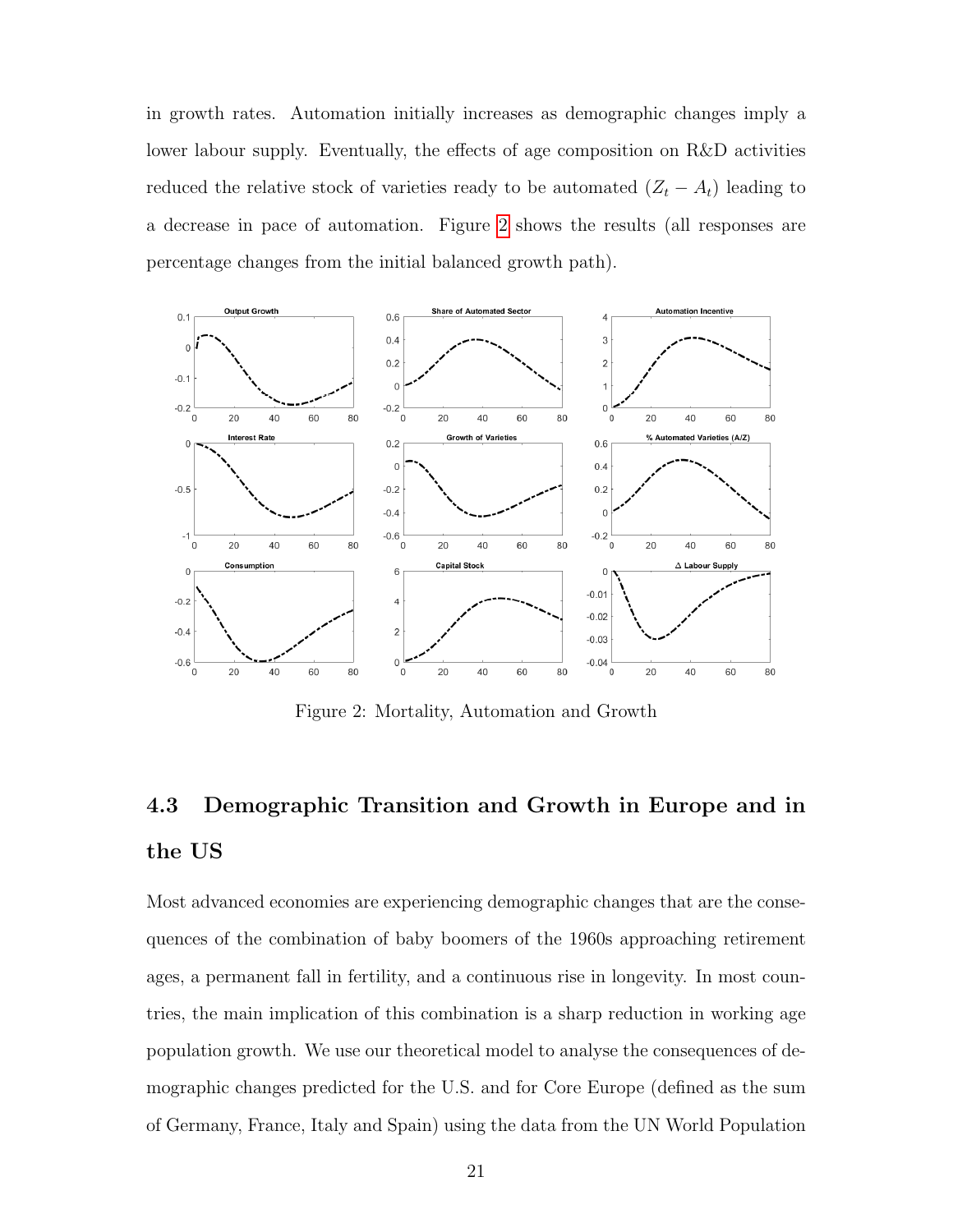in growth rates. Automation initially increases as demographic changes imply a lower labour supply. Eventually, the effects of age composition on R&D activities reduced the relative stock of varieties ready to be automated ($Z_t - A_t$) leading to a decrease in pace of automation. Figure 2 shows the results (all responses are percentage changes from the initial balanced growth path).

Figure 2: Mortality, Automation and Growth

## 4.3 Demographic Transition and Growth in Europe and in the US

Most advanced economies are experiencing demographic changes that are the consequences of the combination of baby boomers of the 1960s approaching retirement ages, a permanent fall in fertility, and a continuous rise in longevity. In most countries, the main implication of this combination is a sharp reduction in working age population growth. We use our theoretical model to analyse the consequences of demographic changes predicted for the U.S. and for Core Europe (defined as the sum of Germany, France, Italy and Spain) using the data from the UN World Population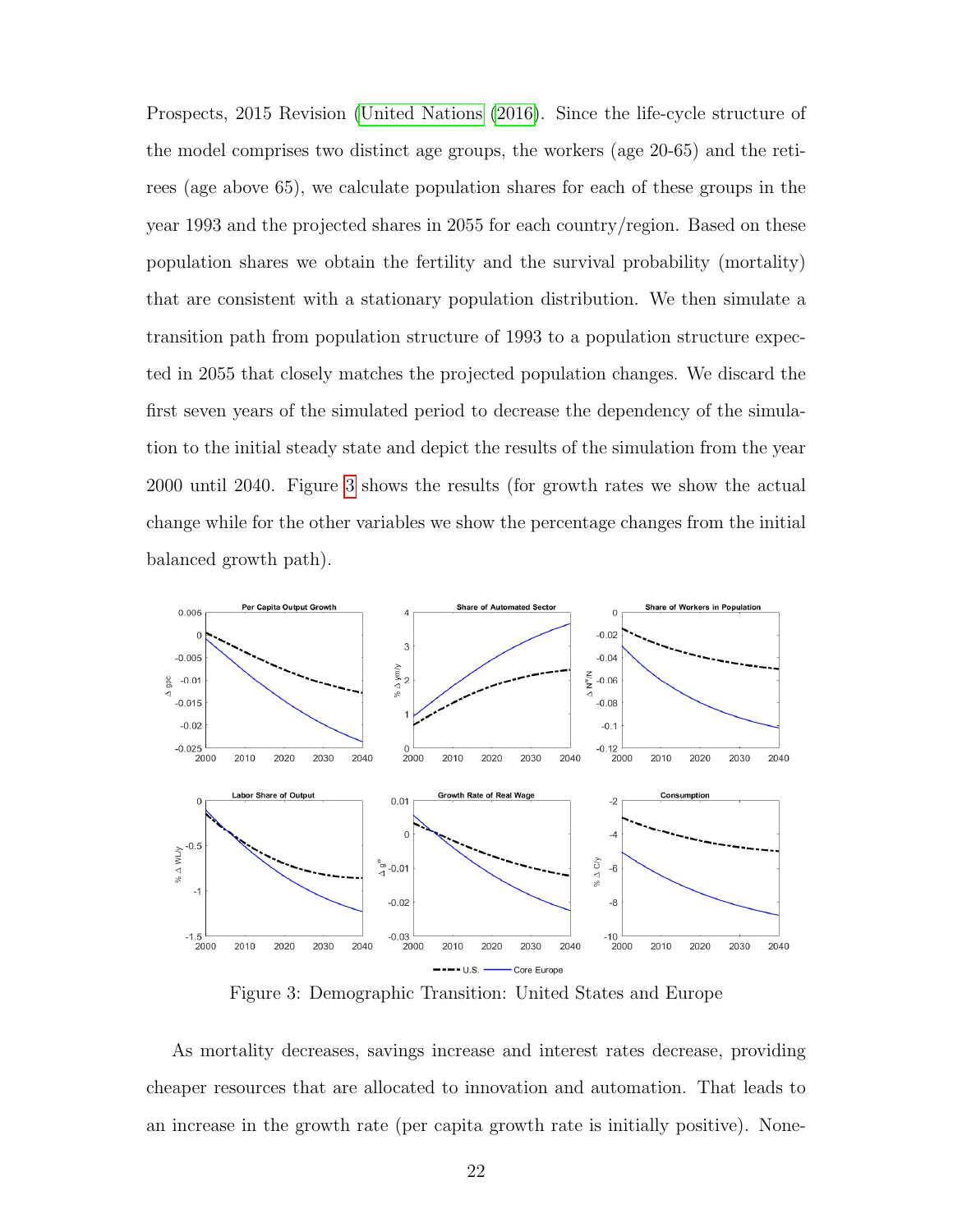Prospects, 2015 Revision (United Nations (2016). Since the life-cycle structure of the model comprises two distinct age groups, the workers (age 20-65) and the retirees (age above 65), we calculate population shares for each of these groups in the year 1993 and the projected shares in 2055 for each country/region. Based on these population shares we obtain the fertility and the survival probability (mortality) that are consistent with a stationary population distribution. We then simulate a transition path from population structure of 1993 to a population structure expected in 2055 that closely matches the projected population changes. We discard the first seven years of the simulated period to decrease the dependency of the simulation to the initial steady state and depict the results of the simulation from the year 2000 until 2040. Figure 3 shows the results (for growth rates we show the actual change while for the other variables we show the percentage changes from the initial balanced growth path).

Figure 3: Demographic Transition: United States and Europe

As mortality decreases, savings increase and interest rates decrease, providing cheaper resources that are allocated to innovation and automation. That leads to an increase in the growth rate (per capita growth rate is initially positive). None-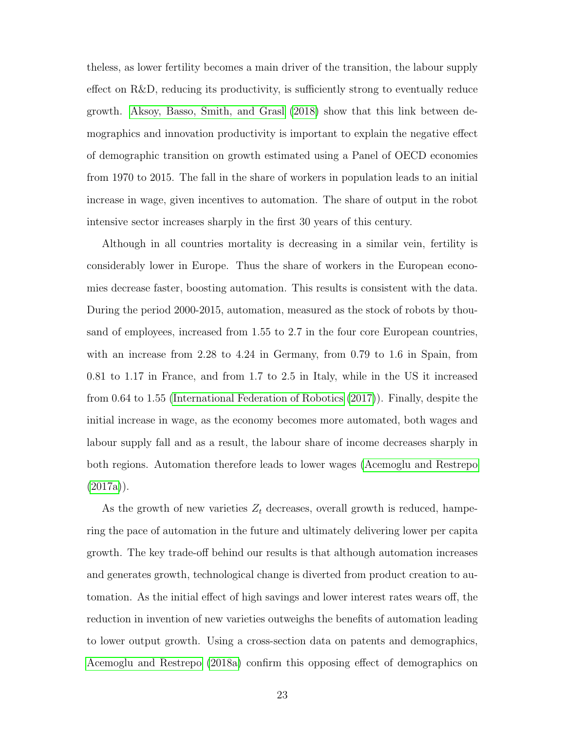theless, as lower fertility becomes a main driver of the transition, the labour supply effect on R&D, reducing its productivity, is sufficiently strong to eventually reduce growth. Aksoy, Basso, Smith, and Grasl (2018) show that this link between demographics and innovation productivity is important to explain the negative effect of demographic transition on growth estimated using a Panel of OECD economies from 1970 to 2015. The fall in the share of workers in population leads to an initial increase in wage, given incentives to automation. The share of output in the robot intensive sector increases sharply in the first 30 years of this century.

Although in all countries mortality is decreasing in a similar vein, fertility is considerably lower in Europe. Thus the share of workers in the European economies decrease faster, boosting automation. This results is consistent with the data. During the period 2000-2015, automation, measured as the stock of robots by thousand of employees, increased from 1.55 to 2.7 in the four core European countries, with an increase from 2.28 to 4.24 in Germany, from 0.79 to 1.6 in Spain, from 0.81 to 1.17 in France, and from 1.7 to 2.5 in Italy, while in the US it increased from 0.64 to 1.55 (International Federation of Robotics (2017)). Finally, despite the initial increase in wage, as the economy becomes more automated, both wages and labour supply fall and as a result, the labour share of income decreases sharply in both regions. Automation therefore leads to lower wages (Acemoglu and Restrepo (2017a)).

As the growth of new varieties $Z_t$ decreases, overall growth is reduced, hampering the pace of automation in the future and ultimately delivering lower per capita growth. The key trade-off behind our results is that although automation increases and generates growth, technological change is diverted from product creation to automation. As the initial effect of high savings and lower interest rates wears off, the reduction in invention of new varieties outweighs the benefits of automation leading to lower output growth. Using a cross-section data on patents and demographics, Acemoglu and Restrepo (2018a) confirm this opposing effect of demographics on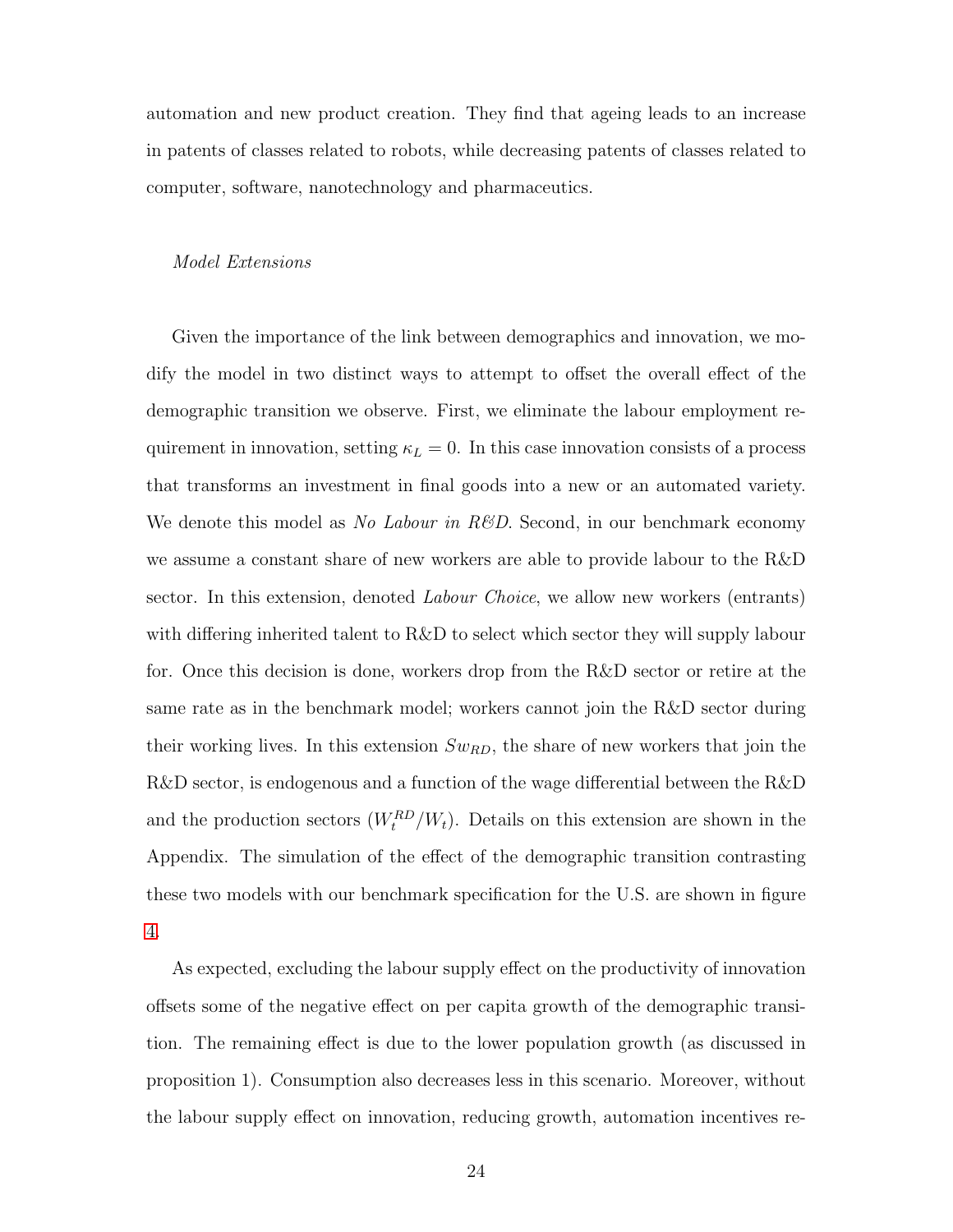automation and new product creation. They find that ageing leads to an increase in patents of classes related to robots, while decreasing patents of classes related to computer, software, nanotechnology and pharmaceutics.

*Model Extensions*

Given the importance of the link between demographics and innovation, we modify the model in two distinct ways to attempt to offset the overall effect of the demographic transition we observe. First, we eliminate the labour employment requirement in innovation, setting $\kappa_L = 0$. In this case innovation consists of a process that transforms an investment in final goods into a new or an automated variety. We denote this model as *No Labour in R&D*. Second, in our benchmark economy we assume a constant share of new workers are able to provide labour to the R&D sector. In this extension, denoted *Labour Choice*, we allow new workers (entrants) with differing inherited talent to R&D to select which sector they will supply labour for. Once this decision is done, workers drop from the R&D sector or retire at the same rate as in the benchmark model; workers cannot join the R&D sector during their working lives. In this extension $Sw_{RD}$, the share of new workers that join the R&D sector, is endogenous and a function of the wage differential between the R&D and the production sectors ($W_t^{RD}/W_t$). Details on this extension are shown in the Appendix. The simulation of the effect of the demographic transition contrasting these two models with our benchmark specification for the U.S. are shown in figure 4.

As expected, excluding the labour supply effect on the productivity of innovation offsets some of the negative effect on per capita growth of the demographic transition. The remaining effect is due to the lower population growth (as discussed in proposition 1). Consumption also decreases less in this scenario. Moreover, without the labour supply effect on innovation, reducing growth, automation incentives re-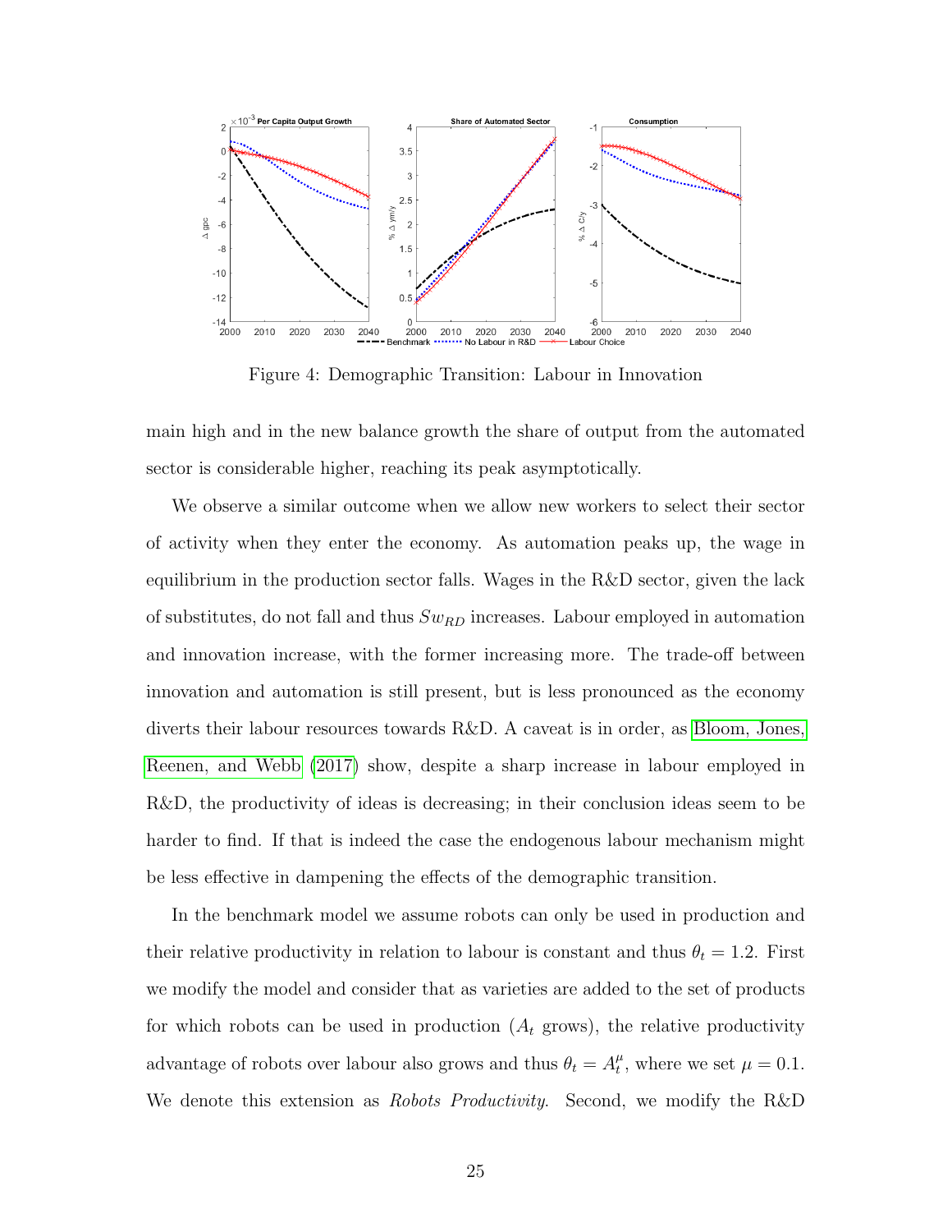Figure 4: Demographic Transition: Labour in Innovation

main high and in the new balance growth the share of output from the automated sector is considerable higher, reaching its peak asymptotically.

We observe a similar outcome when we allow new workers to select their sector of activity when they enter the economy. As automation peaks up, the wage in equilibrium in the production sector falls. Wages in the R&D sector, given the lack of substitutes, do not fall and thus $Sw_{RD}$ increases. Labour employed in automation and innovation increase, with the former increasing more. The trade-off between innovation and automation is still present, but is less pronounced as the economy diverts their labour resources towards R&D. A caveat is in order, as Bloom, Jones, Reenen, and Webb (2017) show, despite a sharp increase in labour employed in R&D, the productivity of ideas is decreasing; in their conclusion ideas seem to be harder to find. If that is indeed the case the endogenous labour mechanism might be less effective in dampening the effects of the demographic transition.

In the benchmark model we assume robots can only be used in production and their relative productivity in relation to labour is constant and thus $\theta_t = 1.2$. First we modify the model and consider that as varieties are added to the set of products for which robots can be used in production ($A_t$ grows), the relative productivity advantage of robots over labour also grows and thus $\theta_t = A_t^{\mu}$, where we set $\mu = 0.1$. We denote this extension as *Robots Productivity*. Second, we modify the R&D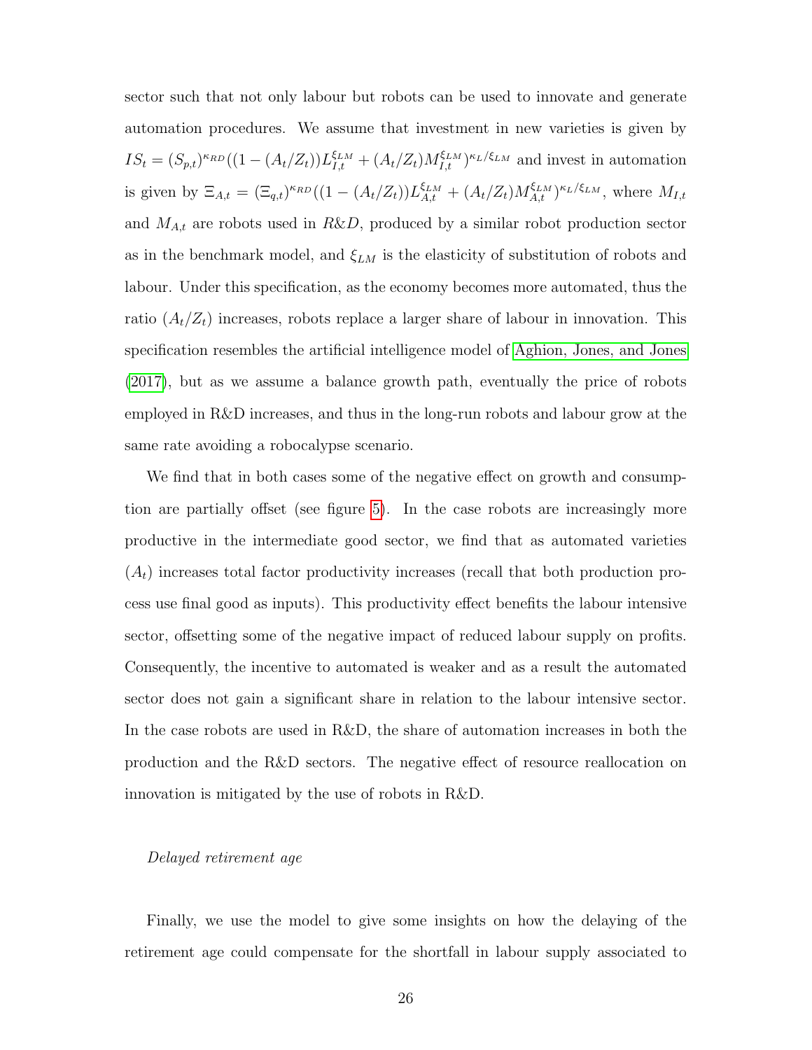sector such that not only labour but robots can be used to innovate and generate automation procedures. We assume that investment in new varieties is given by $IS_t = (S_{p,t})^{\kappa_{RD}}((1-(A_t/Z_t))L_{I,t}^{\xi_{LM}} + (A_t/Z_t)M_{I,t}^{\xi_{LM}})^{\kappa_L/\xi_{LM}}$ and invest in automation is given by $\Xi_{A,t} = (\Xi_{q,t})^{\kappa_{RD}}((1-(A_t/Z_t))L_{A,t}^{\xi_{LM}} + (A_t/Z_t)M_{A,t}^{\xi_{LM}})^{\kappa_L/\xi_{LM}}$, where $M_{I,t}$ and $M_{A,t}$ are robots used in $R\&D$, produced by a similar robot production sector as in the benchmark model, and $\xi_{LM}$ is the elasticity of substitution of robots and labour. Under this specification, as the economy becomes more automated, thus the ratio $(A_t/Z_t)$ increases, robots replace a larger share of labour in innovation. This specification resembles the artificial intelligence model of Aghion, Jones, and Jones (2017), but as we assume a balance growth path, eventually the price of robots employed in R&D increases, and thus in the long-run robots and labour grow at the same rate avoiding a robocalypse scenario.

We find that in both cases some of the negative effect on growth and consumption are partially offset (see figure 5). In the case robots are increasingly more productive in the intermediate good sector, we find that as automated varieties ($A_t$) increases total factor productivity increases (recall that both production process use final good as inputs). This productivity effect benefits the labour intensive sector, offsetting some of the negative impact of reduced labour supply on profits. Consequently, the incentive to automated is weaker and as a result the automated sector does not gain a significant share in relation to the labour intensive sector. In the case robots are used in R&D, the share of automation increases in both the production and the R&D sectors. The negative effect of resource reallocation on innovation is mitigated by the use of robots in R&D.

*Delayed retirement age*

Finally, we use the model to give some insights on how the delaying of the retirement age could compensate for the shortfall in labour supply associated to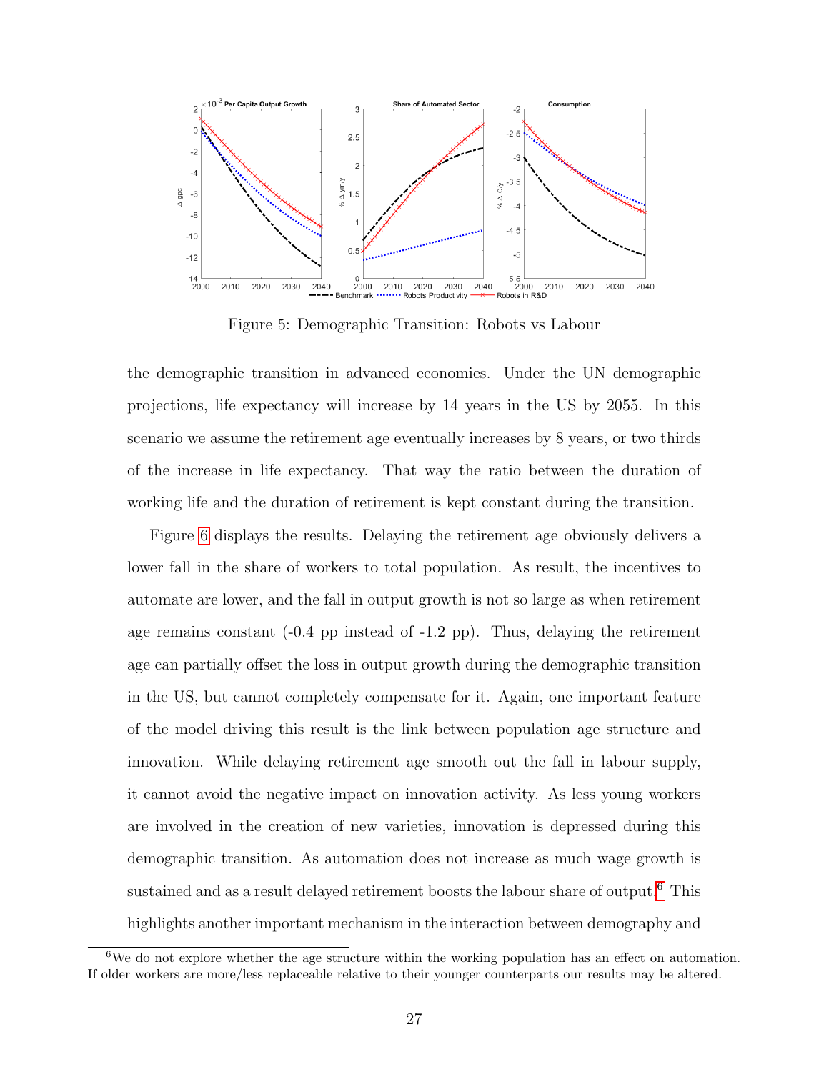Figure 5: Demographic Transition: Robots vs Labour

the demographic transition in advanced economies. Under the UN demographic projections, life expectancy will increase by 14 years in the US by 2055. In this scenario we assume the retirement age eventually increases by 8 years, or two thirds of the increase in life expectancy. That way the ratio between the duration of working life and the duration of retirement is kept constant during the transition.

Figure 6 displays the results. Delaying the retirement age obviously delivers a lower fall in the share of workers to total population. As result, the incentives to automate are lower, and the fall in output growth is not so large as when retirement age remains constant (-0.4 pp instead of -1.2 pp). Thus, delaying the retirement age can partially offset the loss in output growth during the demographic transition in the US, but cannot completely compensate for it. Again, one important feature of the model driving this result is the link between population age structure and innovation. While delaying retirement age smooth out the fall in labour supply, it cannot avoid the negative impact on innovation activity. As less young workers are involved in the creation of new varieties, innovation is depressed during this demographic transition. As automation does not increase as much wage growth is sustained and as a result delayed retirement boosts the labour share of output.[6] This highlights another important mechanism in the interaction between demography and

[6] We do not explore whether the age structure within the working population has an effect on automation. If older workers are more/less replaceable relative to their younger counterparts our results may be altered.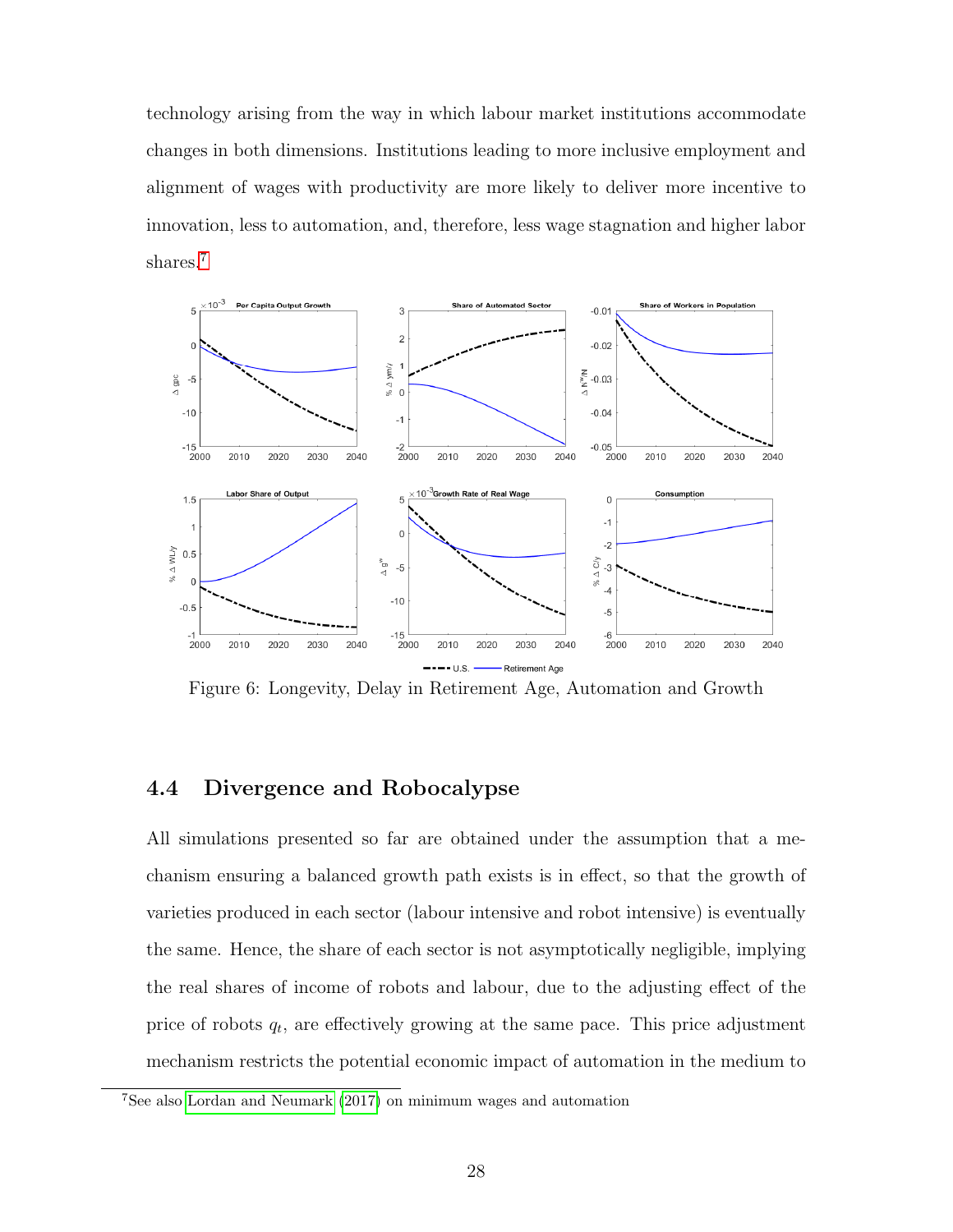technology arising from the way in which labour market institutions accommodate changes in both dimensions. Institutions leading to more inclusive employment and alignment of wages with productivity are more likely to deliver more incentive to innovation, less to automation, and, therefore, less wage stagnation and higher labor shares.[7]

Figure 6: Longevity, Delay in Retirement Age, Automation and Growth

## 4.4 Divergence and Robocalypse

All simulations presented so far are obtained under the assumption that a mechanism ensuring a balanced growth path exists is in effect, so that the growth of varieties produced in each sector (labour intensive and robot intensive) is eventually the same. Hence, the share of each sector is not asymptotically negligible, implying the real shares of income of robots and labour, due to the adjusting effect of the price of robots $q_t$, are effectively growing at the same pace. This price adjustment mechanism restricts the potential economic impact of automation in the medium to

[7] See also Lordan and Neumark (2017) on minimum wages and automation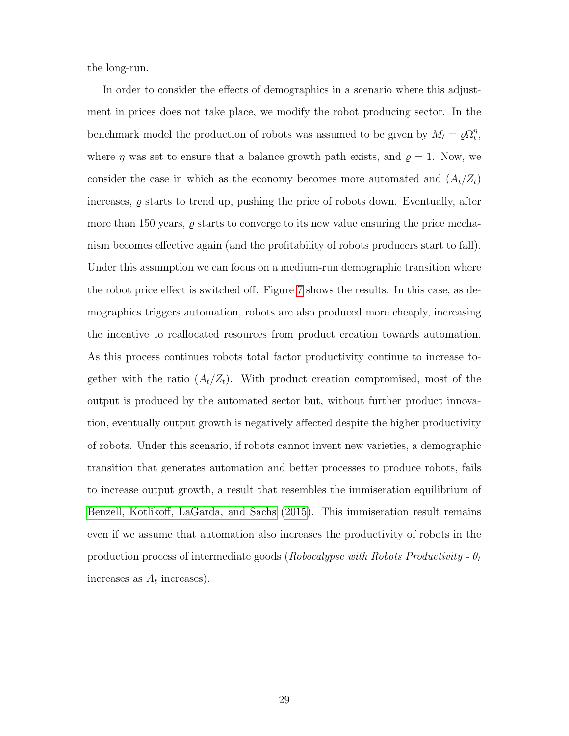the long-run.

In order to consider the effects of demographics in a scenario where this adjustment in prices does not take place, we modify the robot producing sector. In the benchmark model the production of robots was assumed to be given by $M_t = \varrho\Omega_t^{\eta}$, where $\eta$ was set to ensure that a balance growth path exists, and $\varrho = 1$. Now, we consider the case in which as the economy becomes more automated and $(A_t/Z_t)$ increases, $\varrho$ starts to trend up, pushing the price of robots down. Eventually, after more than 150 years, $\varrho$ starts to converge to its new value ensuring the price mechanism becomes effective again (and the profitability of robots producers start to fall). Under this assumption we can focus on a medium-run demographic transition where the robot price effect is switched off. Figure 7 shows the results. In this case, as demographics triggers automation, robots are also produced more cheaply, increasing the incentive to reallocated resources from product creation towards automation. As this process continues robots total factor productivity continue to increase together with the ratio $(A_t/Z_t)$. With product creation compromised, most of the output is produced by the automated sector but, without further product innovation, eventually output growth is negatively affected despite the higher productivity of robots. Under this scenario, if robots cannot invent new varieties, a demographic transition that generates automation and better processes to produce robots, fails to increase output growth, a result that resembles the immiseration equilibrium of Benzell, Kotlikoff, LaGarda, and Sachs (2015). This immiseration result remains even if we assume that automation also increases the productivity of robots in the production process of intermediate goods (*Robocalypse with Robots Productivity* - $\theta_t$ increases as $A_t$ increases).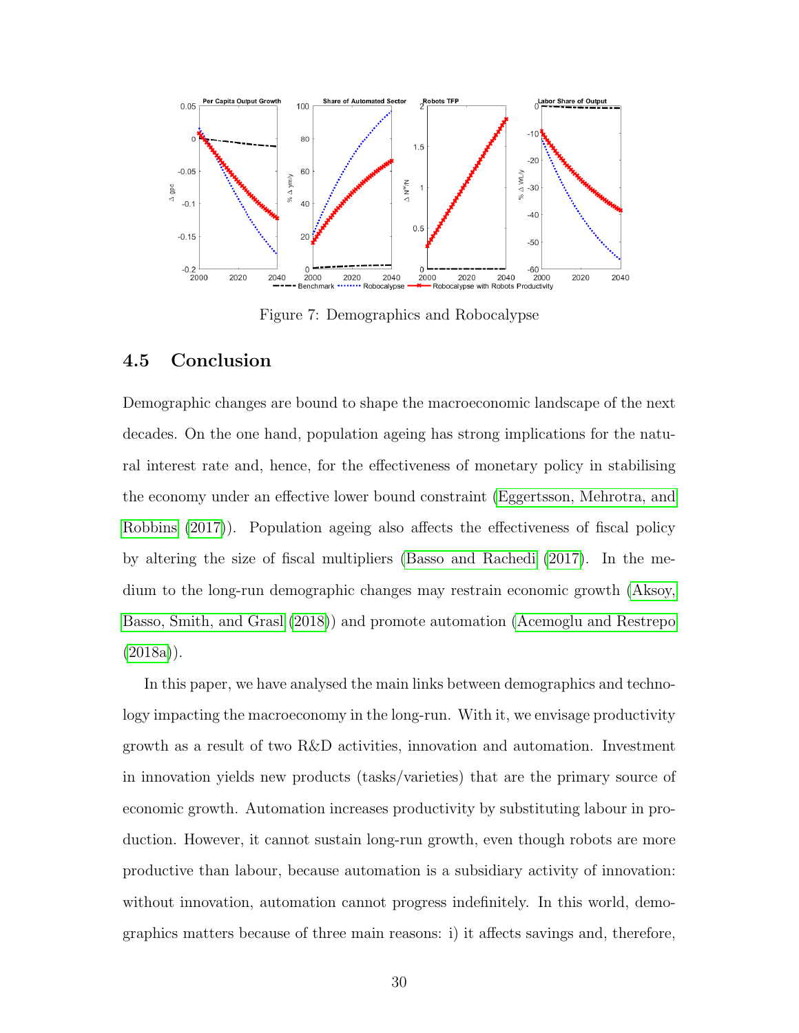Figure 7: Demographics and Robocalypse

## 4.5 Conclusion

Demographic changes are bound to shape the macroeconomic landscape of the next decades. On the one hand, population ageing has strong implications for the natural interest rate and, hence, for the effectiveness of monetary policy in stabilising the economy under an effective lower bound constraint (Eggertsson, Mehrotra, and Robbins (2017)). Population ageing also affects the effectiveness of fiscal policy by altering the size of fiscal multipliers (Basso and Rachedi (2017). In the medium to the long-run demographic changes may restrain economic growth (Aksoy, Basso, Smith, and Grasl (2018)) and promote automation (Acemoglu and Restrepo (2018a)).

In this paper, we have analysed the main links between demographics and technology impacting the macroeconomy in the long-run. With it, we envisage productivity growth as a result of two R&D activities, innovation and automation. Investment in innovation yields new products (tasks/varieties) that are the primary source of economic growth. Automation increases productivity by substituting labour in production. However, it cannot sustain long-run growth, even though robots are more productive than labour, because automation is a subsidiary activity of innovation: without innovation, automation cannot progress indefinitely. In this world, demographics matters because of three main reasons: i) it affects savings and, therefore,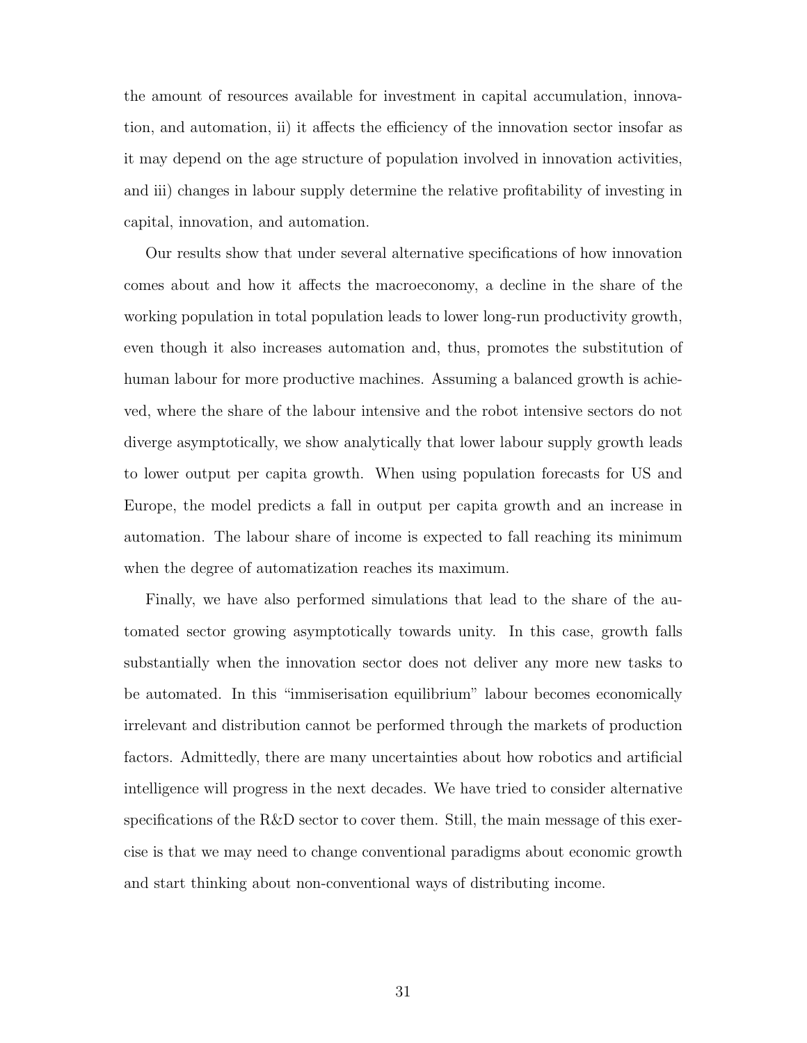the amount of resources available for investment in capital accumulation, innovation, and automation, ii) it affects the efficiency of the innovation sector insofar as it may depend on the age structure of population involved in innovation activities, and iii) changes in labour supply determine the relative profitability of investing in capital, innovation, and automation.

Our results show that under several alternative specifications of how innovation comes about and how it affects the macroeconomy, a decline in the share of the working population in total population leads to lower long-run productivity growth, even though it also increases automation and, thus, promotes the substitution of human labour for more productive machines. Assuming a balanced growth is achieved, where the share of the labour intensive and the robot intensive sectors do not diverge asymptotically, we show analytically that lower labour supply growth leads to lower output per capita growth. When using population forecasts for US and Europe, the model predicts a fall in output per capita growth and an increase in automation. The labour share of income is expected to fall reaching its minimum when the degree of automatization reaches its maximum.

Finally, we have also performed simulations that lead to the share of the automated sector growing asymptotically towards unity. In this case, growth falls substantially when the innovation sector does not deliver any more new tasks to be automated. In this "immiserisation equilibrium" labour becomes economically irrelevant and distribution cannot be performed through the markets of production factors. Admittedly, there are many uncertainties about how robotics and artificial intelligence will progress in the next decades. We have tried to consider alternative specifications of the R&D sector to cover them. Still, the main message of this exercise is that we may need to change conventional paradigms about economic growth and start thinking about non-conventional ways of distributing income.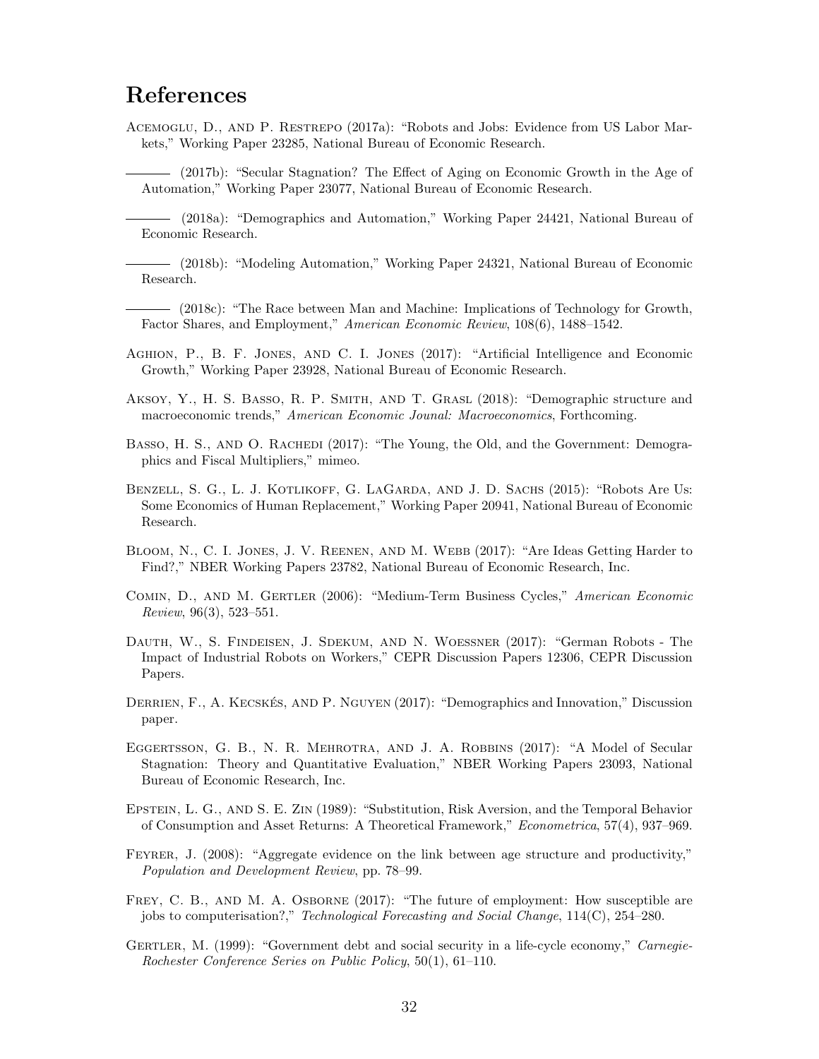# References

Acemoglu, D., and P. Restrepo (2017a): "Robots and Jobs: Evidence from US Labor Markets," Working Paper 23285, National Bureau of Economic Research.

——— (2017b): "Secular Stagnation? The Effect of Aging on Economic Growth in the Age of Automation," Working Paper 23077, National Bureau of Economic Research.

——— (2018a): "Demographics and Automation," Working Paper 24421, National Bureau of Economic Research.

——— (2018b): "Modeling Automation," Working Paper 24321, National Bureau of Economic Research.

——— (2018c): "The Race between Man and Machine: Implications of Technology for Growth, Factor Shares, and Employment," *American Economic Review*, 108(6), 1488–1542.

Aghion, P., B. F. Jones, and C. I. Jones (2017): "Artificial Intelligence and Economic Growth," Working Paper 23928, National Bureau of Economic Research.

Aksoy, Y., H. S. Basso, R. P. Smith, and T. Grasl (2018): "Demographic structure and macroeconomic trends," *American Economic Jounal: Macroeconomics*, Forthcoming.

Basso, H. S., and O. Rachedi (2017): "The Young, the Old, and the Government: Demographics and Fiscal Multipliers," mimeo.

Benzell, S. G., L. J. Kotlikoff, G. LaGarda, and J. D. Sachs (2015): "Robots Are Us: Some Economics of Human Replacement," Working Paper 20941, National Bureau of Economic Research.

Bloom, N., C. I. Jones, J. V. Reenen, and M. Webb (2017): "Are Ideas Getting Harder to Find?," NBER Working Papers 23782, National Bureau of Economic Research, Inc.

Comin, D., and M. Gertler (2006): "Medium-Term Business Cycles," *American Economic Review*, 96(3), 523–551.

Dauth, W., S. Findeisen, J. Sdekum, and N. Woessner (2017): "German Robots - The Impact of Industrial Robots on Workers," CEPR Discussion Papers 12306, CEPR Discussion Papers.

Derrien, F., A. Kecskés, and P. Nguyen (2017): "Demographics and Innovation," Discussion paper.

Eggertsson, G. B., N. R. Mehrotra, and J. A. Robbins (2017): "A Model of Secular Stagnation: Theory and Quantitative Evaluation," NBER Working Papers 23093, National Bureau of Economic Research, Inc.

Epstein, L. G., and S. E. Zin (1989): "Substitution, Risk Aversion, and the Temporal Behavior of Consumption and Asset Returns: A Theoretical Framework," *Econometrica*, 57(4), 937–969.

Feyrer, J. (2008): "Aggregate evidence on the link between age structure and productivity," *Population and Development Review*, pp. 78–99.

Frey, C. B., and M. A. Osborne (2017): "The future of employment: How susceptible are jobs to computerisation?," *Technological Forecasting and Social Change*, 114(C), 254–280.

Gertler, M. (1999): "Government debt and social security in a life-cycle economy," *Carnegie-Rochester Conference Series on Public Policy*, 50(1), 61–110.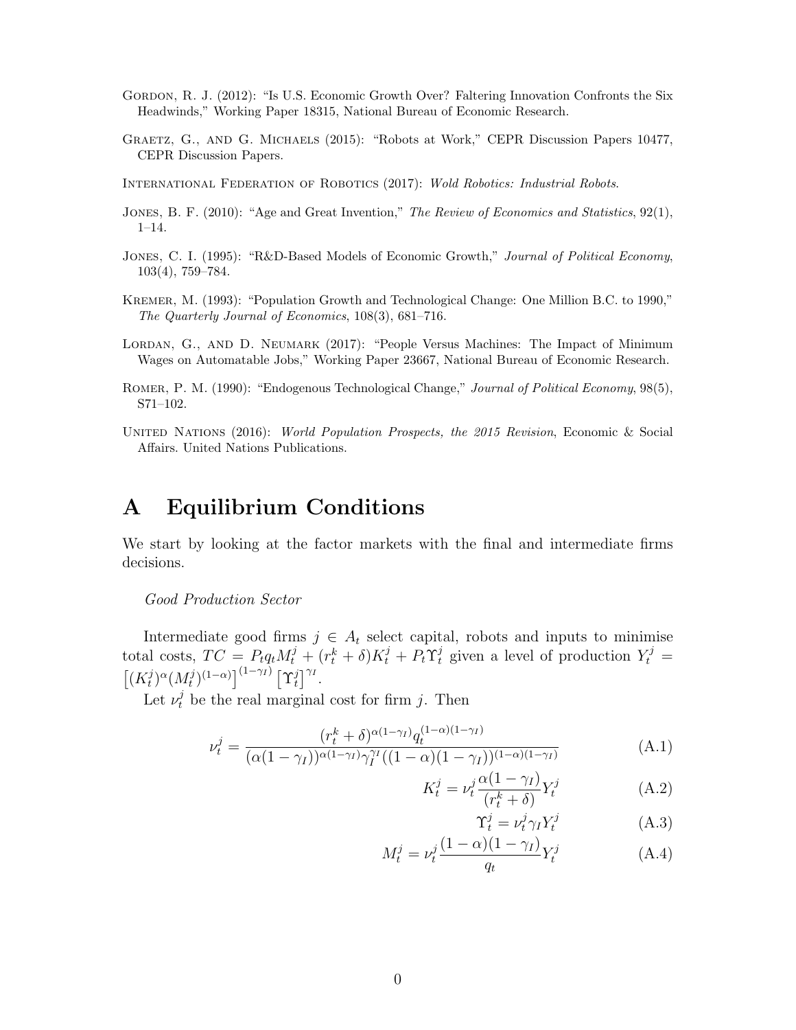Gordon, R. J. (2012): "Is U.S. Economic Growth Over? Faltering Innovation Confronts the Six Headwinds," Working Paper 18315, National Bureau of Economic Research.

Graetz, G., and G. Michaels (2015): "Robots at Work," CEPR Discussion Papers 10477, CEPR Discussion Papers.

International Federation of Robotics (2017): *Wold Robotics: Industrial Robots*.

Jones, B. F. (2010): "Age and Great Invention," *The Review of Economics and Statistics*, 92(1), 1–14.

Jones, C. I. (1995): "R&D-Based Models of Economic Growth," *Journal of Political Economy*, 103(4), 759–784.

Kremer, M. (1993): "Population Growth and Technological Change: One Million B.C. to 1990," *The Quarterly Journal of Economics*, 108(3), 681–716.

Lordan, G., and D. Neumark (2017): "People Versus Machines: The Impact of Minimum Wages on Automatable Jobs," Working Paper 23667, National Bureau of Economic Research.

Romer, P. M. (1990): "Endogenous Technological Change," *Journal of Political Economy*, 98(5), S71–102.

United Nations (2016): *World Population Prospects, the 2015 Revision*, Economic & Social Affairs. United Nations Publications.

# A Equilibrium Conditions

We start by looking at the factor markets with the final and intermediate firms decisions.

*Good Production Sector*

Intermediate good firms $j \in A_t$ select capital, robots and inputs to minimise total costs, $TC = P_t q_t M_t^j + (r_t^k + \delta)K_t^j + P_t \Upsilon_t^j$ given a level of production $Y_t^j = \left[(K_t^j)^{\alpha}(M_t^j)^{(1-\alpha)}\right]^{(1-\gamma_I)}\left[\Upsilon_t^j\right]^{\gamma_I}$.

Let $\nu_t^j$ be the real marginal cost for firm $j$. Then

$$\nu_t^j = \frac{(r_t^k + \delta)^{\alpha(1-\gamma_I)} q_t^{(1-\alpha)(1-\gamma_I)}}{(\alpha(1-\gamma_I))^{\alpha(1-\gamma_I)}\gamma_I^{\gamma_I}((1-\alpha)(1-\gamma_I))^{(1-\alpha)(1-\gamma_I)}} \tag{A.1}$$

$$K_t^j = \nu_t^j \frac{\alpha(1-\gamma_I)}{(r_t^k + \delta)} Y_t^j \tag{A.2}$$

$$\Upsilon_t^j = \nu_t^j \gamma_I Y_t^j \tag{A.3}$$

$$M_t^j = \nu_t^j \frac{(1-\alpha)(1-\gamma_I)}{q_t} Y_t^j \tag{A.4}$$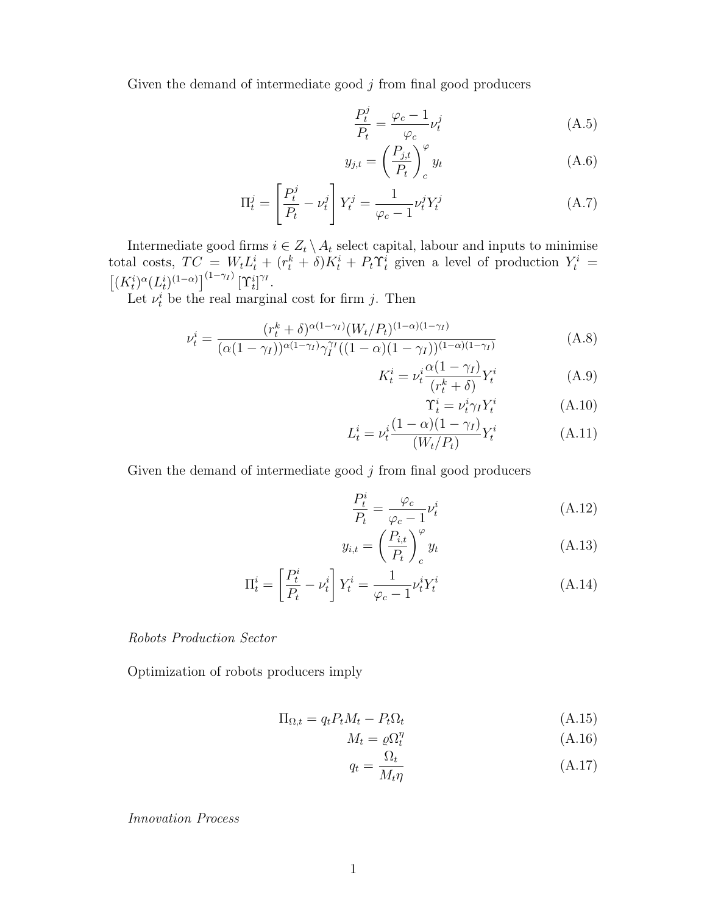Given the demand of intermediate good $j$ from final good producers

$$\frac{P_t^j}{P_t} = \frac{\varphi_c - 1}{\varphi_c}\nu_t^j \tag{A.5}$$

$$y_{j,t} = \left(\frac{P_{j,t}}{P_t}\right)_c^{\varphi} y_t \tag{A.6}$$

$$\Pi_t^j = \left[\frac{P_t^j}{P_t} - \nu_t^j\right] Y_t^j = \frac{1}{\varphi_c - 1}\nu_t^j Y_t^j \tag{A.7}$$

Intermediate good firms $i \in Z_t \setminus A_t$ select capital, labour and inputs to minimise total costs, $TC = W_t L_t^i + (r_t^k + \delta)K_t^i + P_t \Upsilon_t^i$ given a level of production $Y_t^i = \left[(K_t^i)^{\alpha}(L_t^i)^{(1-\alpha)}\right]^{(1-\gamma_I)}\left[\Upsilon_t^i\right]^{\gamma_I}$.

Let $\nu_t^i$ be the real marginal cost for firm $j$. Then

$$\nu_t^i = \frac{(r_t^k + \delta)^{\alpha(1-\gamma_I)}(W_t/P_t)^{(1-\alpha)(1-\gamma_I)}}{(\alpha(1-\gamma_I))^{\alpha(1-\gamma_I)}\gamma_I^{\gamma_I}((1-\alpha)(1-\gamma_I))^{(1-\alpha)(1-\gamma_I)}} \tag{A.8}$$

$$K_t^i = \nu_t^i \frac{\alpha(1-\gamma_I)}{(r_t^k + \delta)} Y_t^i \tag{A.9}$$

$$\Upsilon_t^i = \nu_t^i \gamma_I Y_t^i \tag{A.10}$$

$$L_t^i = \nu_t^i \frac{(1-\alpha)(1-\gamma_I)}{(W_t/P_t)} Y_t^i \tag{A.11}$$

Given the demand of intermediate good $j$ from final good producers

$$\frac{P_t^i}{P_t} = \frac{\varphi_c}{\varphi_c - 1}\nu_t^i \tag{A.12}$$

$$y_{i,t} = \left(\frac{P_{i,t}}{P_t}\right)_c^{\varphi} y_t \tag{A.13}$$

$$\Pi_t^i = \left[\frac{P_t^i}{P_t} - \nu_t^i\right] Y_t^i = \frac{1}{\varphi_c - 1}\nu_t^i Y_t^i \tag{A.14}$$

*Robots Production Sector*

Optimization of robots producers imply

$$\Pi_{\Omega,t} = q_t P_t M_t - P_t \Omega_t \tag{A.15}$$

$$M_t = \varrho \Omega_t^{\eta} \tag{A.16}$$

$$q_t = \frac{\Omega_t}{M_t \eta} \tag{A.17}$$

*Innovation Process*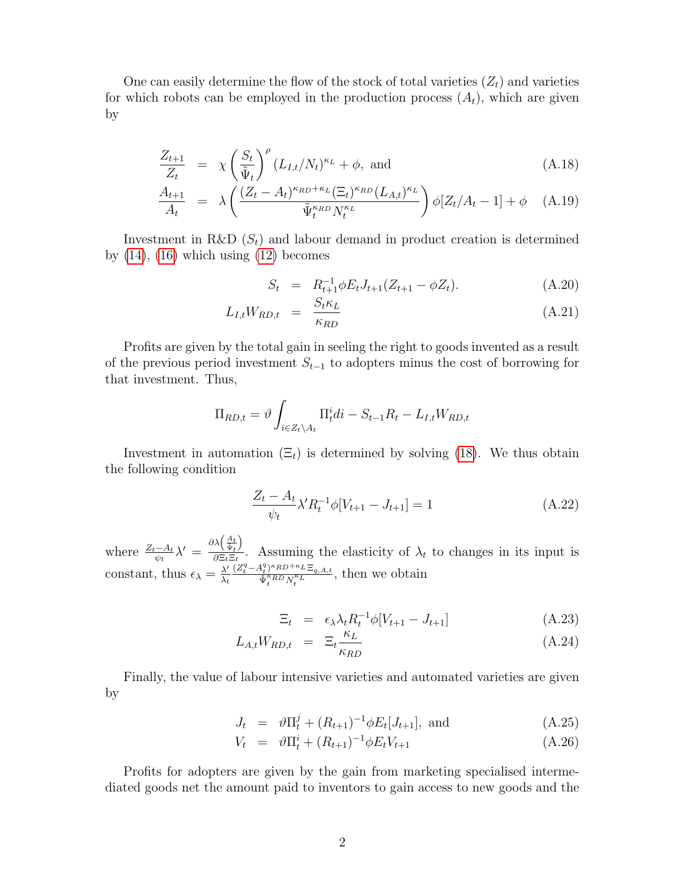One can easily determine the flow of the stock of total varieties ($Z_t$) and varieties for which robots can be employed in the production process ($A_t$), which are given by

$$\frac{Z_{t+1}}{Z_t} = \chi \left(\frac{S_t}{\tilde{\Psi}_t}\right)^{\rho} (L_{I,t}/N_t)^{\kappa_L} + \phi, \text{ and} \tag{A.18}$$

$$\frac{A_{t+1}}{A_t} = \lambda \left(\frac{(Z_t - A_t)^{\kappa_{RD}+\kappa_L} (\Xi_t)^{\kappa_{RD}} (L_{A,t})^{\kappa_L}}{\tilde{\Psi}_t^{\kappa_{RD}} N_t^{\kappa_L}}\right) \phi[Z_t/A_t - 1] + \phi \tag{A.19}$$

Investment in R&D ($S_t$) and labour demand in product creation is determined by (14), (16) which using (12) becomes

$$S_t = R_{t+1}^{-1} \phi E_t J_{t+1}(Z_{t+1} - \phi Z_t). \tag{A.20}$$

$$L_{I,t} W_{RD,t} = \frac{S_t \kappa_L}{\kappa_{RD}} \tag{A.21}$$

Profits are given by the total gain in seeling the right to goods invented as a result of the previous period investment $S_{t-1}$ to adopters minus the cost of borrowing for that investment. Thus,

$$\Pi_{RD,t} = \vartheta \int_{i \in Z_t \setminus A_t} \Pi_t^i di - S_{t-1} R_t - L_{I,t} W_{RD,t}$$

Investment in automation ($\Xi_t$) is determined by solving (18). We thus obtain the following condition

$$\frac{Z_t - A_t}{\psi_t} \lambda' R_t^{-1} \phi [V_{t+1} - J_{t+1}] = 1 \tag{A.22}$$

where $\frac{Z_t - A_t}{\psi_t} \lambda' = \frac{\partial \lambda \left(\frac{A_t}{\tilde{\Psi}_t}\right)}{\partial \Xi_t \Xi_t}$. Assuming the elasticity of $\lambda_t$ to changes in its input is constant, thus $\epsilon_\lambda = \frac{\lambda'}{\lambda_t} \frac{(Z_t^q - A_t^q)^{\kappa_{RD}+\kappa_L} \Xi_{q,A,t}}{\tilde{\Psi}_t^{\kappa_{RD}} N_t^{\kappa_L}}$, then we obtain

$$\Xi_t = \epsilon_\lambda \lambda_t R_t^{-1} \phi [V_{t+1} - J_{t+1}] \tag{A.23}$$

$$L_{A,t} W_{RD,t} = \Xi_t \frac{\kappa_L}{\kappa_{RD}} \tag{A.24}$$

Finally, the value of labour intensive varieties and automated varieties are given by

$$J_t = \vartheta \Pi_t^j + (R_{t+1})^{-1} \phi E_t[J_{t+1}], \text{ and} \tag{A.25}$$

$$V_t = \vartheta \Pi_t^i + (R_{t+1})^{-1} \phi E_t V_{t+1} \tag{A.26}$$

Profits for adopters are given by the gain from marketing specialised intermediated goods net the amount paid to inventors to gain access to new goods and the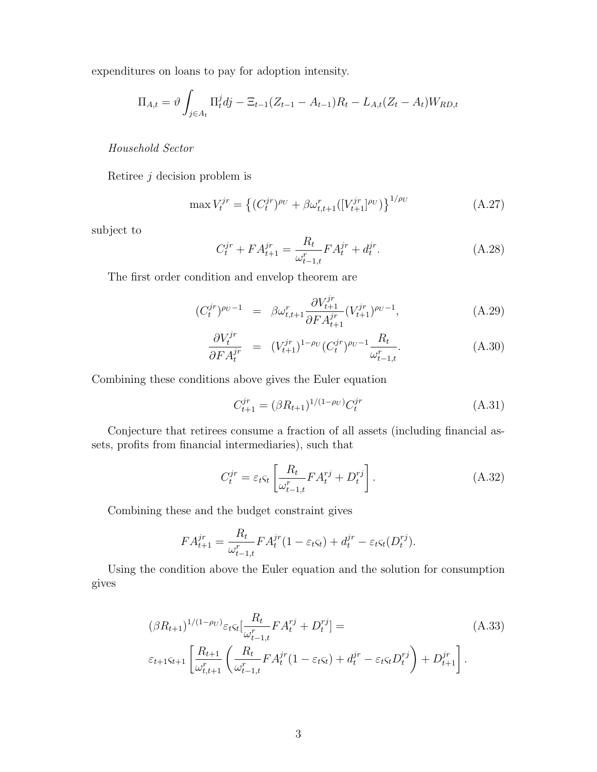expenditures on loans to pay for adoption intensity.

$$\Pi_{A,t} = \vartheta \int_{j \in A_t} \Pi_t^j dj - \Xi_{t-1}(Z_{t-1} - A_{t-1})R_t - L_{A,t}(Z_t - A_t)W_{RD,t}$$

*Household Sector*

Retiree $j$ decision problem is

$$\max V_t^{jr} = \left\{ (C_t^{jr})^{\rho_U} + \beta \omega_{t,t+1}^r ([V_{t+1}^{jr}]^{\rho_U}) \right\}^{1/\rho_U} \tag{A.27}$$

subject to

$$C_t^{jr} + FA_{t+1}^{jr} = \frac{R_t}{\omega_{t-1,t}^r} FA_t^{jr} + d_t^{jr}. \tag{A.28}$$

The first order condition and envelop theorem are

$$(C_t^{jr})^{\rho_U - 1} = \beta \omega_{t,t+1}^r \frac{\partial V_{t+1}^{jr}}{\partial FA_{t+1}^{jr}} (V_{t+1}^{jr})^{\rho_U - 1}, \tag{A.29}$$

$$\frac{\partial V_t^{jr}}{\partial FA_t^{jr}} = (V_{t+1}^{jr})^{1-\rho_U} (C_t^{jr})^{\rho_U - 1} \frac{R_t}{\omega_{t-1,t}^r}. \tag{A.30}$$

Combining these conditions above gives the Euler equation

$$C_{t+1}^{jr} = (\beta R_{t+1})^{1/(1-\rho_U)} C_t^{jr} \tag{A.31}$$

Conjecture that retirees consume a fraction of all assets (including financial assets, profits from financial intermediaries), such that

$$C_t^{jr} = \varepsilon_t \varsigma_t \left[ \frac{R_t}{\omega_{t-1,t}^r} FA_t^{rj} + D_t^{rj} \right]. \tag{A.32}$$

Combining these and the budget constraint gives

$$FA_{t+1}^{jr} = \frac{R_t}{\omega_{t-1,t}^r} FA_t^{jr} (1 - \varepsilon_t \varsigma_t) + d_t^{jr} - \varepsilon_t \varsigma_t (D_t^{rj}).$$

Using the condition above the Euler equation and the solution for consumption gives

$$\begin{aligned} &(\beta R_{t+1})^{1/(1-\rho_U)} \varepsilon_t \varsigma_t \left[ \frac{R_t}{\omega_{t-1,t}^r} FA_t^{rj} + D_t^{rj} \right] = \\ &\varepsilon_{t+1} \varsigma_{t+1} \left[ \frac{R_{t+1}}{\omega_{t,t+1}^r} \left( \frac{R_t}{\omega_{t-1,t}^r} FA_t^{jr} (1 - \varepsilon_t \varsigma_t) + d_t^{jr} - \varepsilon_t \varsigma_t D_t^{rj} \right) + D_{t+1}^{jr} \right]. \end{aligned} \tag{A.33}$$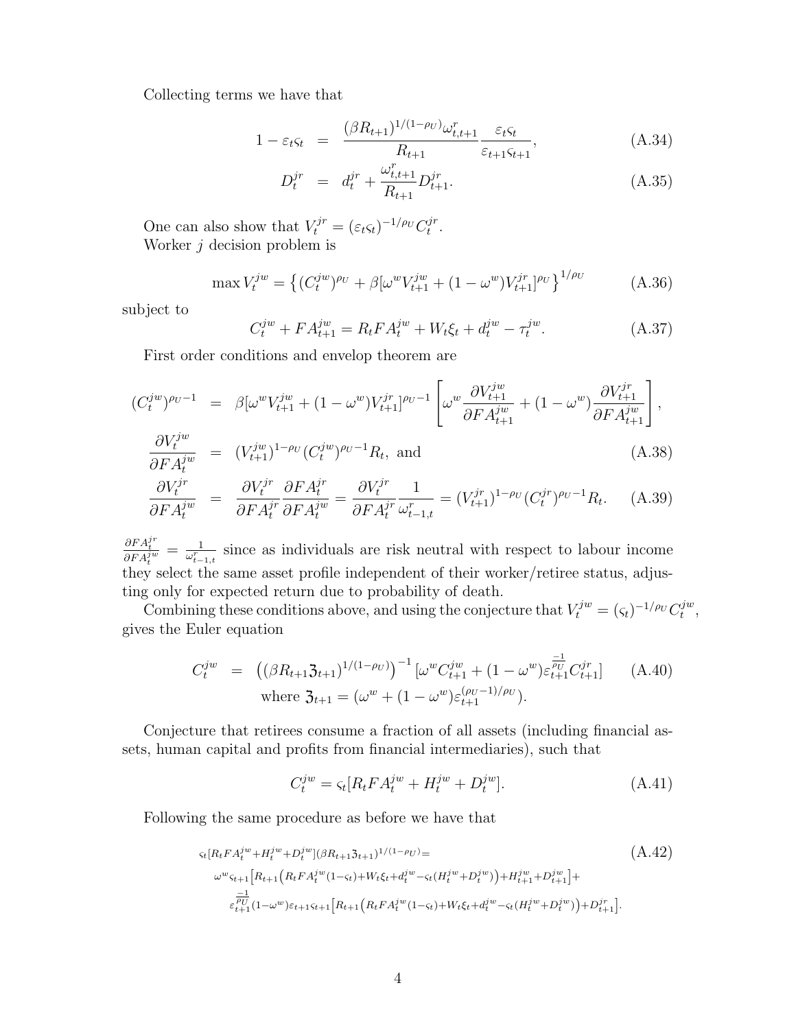Collecting terms we have that

$$
\begin{aligned}
1-\varepsilon_t \varsigma_t &= \frac{(\beta R_{t+1})^{1/(1-\rho_U)} \omega^r_{t,t+1}}{R_{t+1}} \frac{\varepsilon_t \varsigma_t}{\varepsilon_{t+1}\varsigma_{t+1}}, && \text{(A.34)}\\
D^{jr}_t &= d^{jr}_t + \frac{\omega^r_{t,t+1}}{R_{t+1}} D^{jr}_{t+1}. && \text{(A.35)}
\end{aligned}
$$

One can also show that $V^{jr}_t = (\varepsilon_t \varsigma_t)^{-1/\rho_U} C^{jr}_t$.
Worker $j$ decision problem is

$$
\max V^{jw}_t = \left\{ (C^{jw}_t)^{\rho_U} + \beta [\omega^w V^{jw}_{t+1} + (1-\omega^w) V^{jr}_{t+1}]^{\rho_U} \right\}^{1/\rho_U} \tag{A.36}
$$

subject to

$$
C^{jw}_t + FA^{jw}_{t+1} = R_t FA^{jw}_t + W_t \xi_t + d^{jw}_t - \tau^{jw}_t. \tag{A.37}
$$

First order conditions and envelop theorem are

$$
\begin{aligned}
(C^{jw}_t)^{\rho_U - 1} &= \beta [\omega^w V^{jw}_{t+1} + (1-\omega^w) V^{jr}_{t+1}]^{\rho_U - 1} \left[ \omega^w \frac{\partial V^{jw}_{t+1}}{\partial FA^{jw}_{t+1}} + (1-\omega^w) \frac{\partial V^{jr}_{t+1}}{\partial FA^{jw}_{t+1}} \right],\\
\frac{\partial V^{jw}_t}{\partial FA^{jw}_t} &= (V^{jw}_{t+1})^{1-\rho_U} (C^{jw}_t)^{\rho_U - 1} R_t, \text{ and} && \text{(A.38)}\\
\frac{\partial V^{jr}_t}{\partial FA^{jw}_t} &= \frac{\partial V^{jr}_t}{\partial FA^{jr}_t} \frac{\partial FA^{jr}_t}{\partial FA^{jw}_t} = \frac{\partial V^{jr}_t}{\partial FA^{jr}_t} \frac{1}{\omega^r_{t-1,t}} = (V^{jr}_{t+1})^{1-\rho_U} (C^{jr}_t)^{\rho_U - 1} R_t. && \text{(A.39)}
\end{aligned}
$$

$\frac{\partial FA^{jr}_t}{\partial FA^{jw}_t} = \frac{1}{\omega^r_{t-1,t}}$ since as individuals are risk neutral with respect to labour income they select the same asset profile independent of their worker/retiree status, adjusting only for expected return due to probability of death.

Combining these conditions above, and using the conjecture that $V^{jw}_t = (\varsigma_t)^{-1/\rho_U} C^{jw}_t$, gives the Euler equation

$$
\begin{aligned}
C^{jw}_t &= \left( (\beta R_{t+1} \mathfrak{Z}_{t+1})^{1/(1-\rho_U)} \right)^{-1} [\omega^w C^{jw}_{t+1} + (1-\omega^w) \varepsilon_{t+1}^{\frac{-1}{\rho_U}} C^{jr}_{t+1}] && \text{(A.40)}\\
&\text{where } \mathfrak{Z}_{t+1} = (\omega^w + (1-\omega^w) \varepsilon_{t+1}^{(\rho_U - 1)/\rho_U}).
\end{aligned}
$$

Conjecture that retirees consume a fraction of all assets (including financial assets, human capital and profits from financial intermediaries), such that

$$
C^{jw}_t = \varsigma_t [R_t FA^{jw}_t + H^{jw}_t + D^{jw}_t]. \tag{A.41}
$$

Following the same procedure as before we have that

$$
\begin{aligned}
&\varsigma_t [R_t FA^{jw}_t + H^{jw}_t + D^{jw}_t] (\beta R_{t+1} \mathfrak{Z}_{t+1})^{1/(1-\rho_U)} = && \text{(A.42)}\\
&\quad \omega^w \varsigma_{t+1} \Big[ R_{t+1} \Big( R_t FA^{jw}_t (1-\varsigma_t) + W_t \xi_t + d^{jw}_t - \varsigma_t (H^{jw}_t + D^{jw}_t) \Big) + H^{jw}_{t+1} + D^{jw}_{t+1} \Big] +\\
&\quad \varepsilon_{t+1}^{\frac{-1}{\rho_U}} (1-\omega^w) \varepsilon_{t+1} \varsigma_{t+1} \Big[ R_{t+1} \Big( R_t FA^{jw}_t (1-\varsigma_t) + W_t \xi_t + d^{jw}_t - \varsigma_t (H^{jw}_t + D^{jw}_t) \Big) + D^{jr}_{t+1} \Big].
\end{aligned}
$$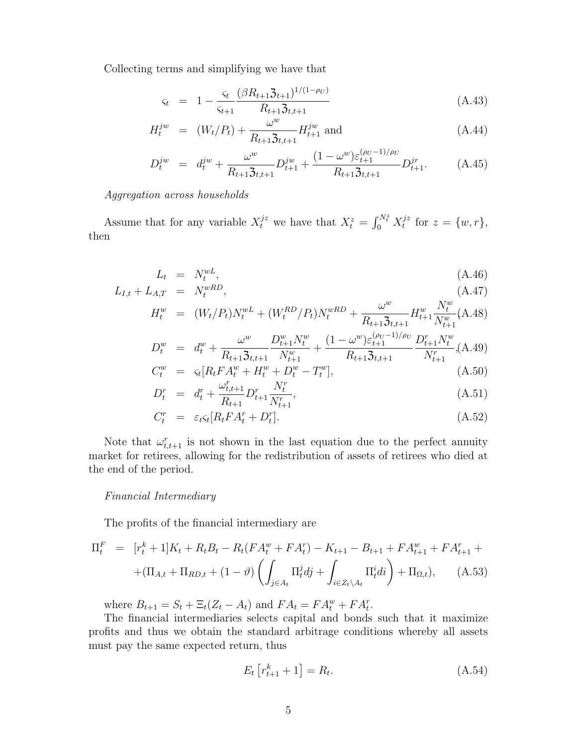Collecting terms and simplifying we have that

$$\varsigma_t = 1 - \frac{\varsigma_t}{\varsigma_{t+1}} \frac{(\beta R_{t+1} \mathfrak{Z}_{t+1})^{1/(1-\rho_U)}}{R_{t+1} \mathfrak{Z}_{t,t+1}} \tag{A.43}$$

$$H_t^{jw} = (W_t/P_t) + \frac{\omega^w}{R_{t+1} \mathfrak{Z}_{t,t+1}} H_{t+1}^{jw} \text{ and} \tag{A.44}$$

$$D_t^{jw} = d_t^{jw} + \frac{\omega^w}{R_{t+1} \mathfrak{Z}_{t,t+1}} D_{t+1}^{jw} + \frac{(1-\omega^w)\varepsilon_{t+1}^{(\rho_U - 1)/\rho_U}}{R_{t+1} \mathfrak{Z}_{t,t+1}} D_{t+1}^{jr}. \tag{A.45}$$

*Aggregation across households*

Assume that for any variable $X_t^{jz}$ we have that $X_t^z = \int_0^{N_t^z} X_t^{jz}$ for $z = \{w, r\}$, then

$$L_t = N_t^{wL}, \tag{A.46}$$

$$L_{I,t} + L_{A,T} = N_t^{wRD}, \tag{A.47}$$

$$H_t^w = (W_t/P_t) N_t^{wL} + (W_t^{RD}/P_t) N_t^{wRD} + \frac{\omega^w}{R_{t+1} \mathfrak{Z}_{t,t+1}} H_{t+1}^w \frac{N_t^w}{N_{t+1}^w} \tag{A.48}$$

$$D_t^w = d_t^w + \frac{\omega^w}{R_{t+1} \mathfrak{Z}_{t,t+1}} \frac{D_{t+1}^w N_t^w}{N_{t+1}^w} + \frac{(1-\omega^w)\varepsilon_{t+1}^{(\rho_U - 1)/\rho_U}}{R_{t+1} \mathfrak{Z}_{t,t+1}} \frac{D_{t+1}^r N_t^w}{N_{t+1}^r}, \tag{A.49}$$

$$C_t^w = \varsigma_t [R_t F A_t^w + H_t^w + D_t^w - T_t^w], \tag{A.50}$$

$$D_t^r = d_t^r + \frac{\omega_{t,t+1}^r}{R_{t+1}} D_{t+1}^r \frac{N_t^r}{N_{t+1}^r}, \tag{A.51}$$

$$C_t^r = \varepsilon_t \varsigma_t [R_t F A_t^r + D_t^r]. \tag{A.52}$$

Note that $\omega_{t,t+1}^r$ is not shown in the last equation due to the perfect annuity market for retirees, allowing for the redistribution of assets of retirees who died at the end of the period.

*Financial Intermediary*

The profits of the financial intermediary are

$$\begin{aligned} \Pi_t^F = & [r_t^k + 1] K_t + R_t B_t - R_t (F A_t^w + F A_t^r) - K_{t+1} - B_{t+1} + F A_{t+1}^w + F A_{t+1}^r + \\ & + (\Pi_{A,t} + \Pi_{RD,t} + (1-\vartheta) \left( \int_{j \in A_t} \Pi_t^j dj + \int_{i \in Z_t \setminus A_t} \Pi_t^i di \right) + \Pi_{\Omega,t}), \end{aligned} \tag{A.53}$$

where $B_{t+1} = S_t + \Xi_t (Z_t - A_t)$ and $F A_t = F A_t^w + F A_t^r$.

The financial intermediaries selects capital and bonds such that it maximize profits and thus we obtain the standard arbitrage conditions whereby all assets must pay the same expected return, thus

$$E_t \left[ r_{t+1}^k + 1 \right] = R_t. \tag{A.54}$$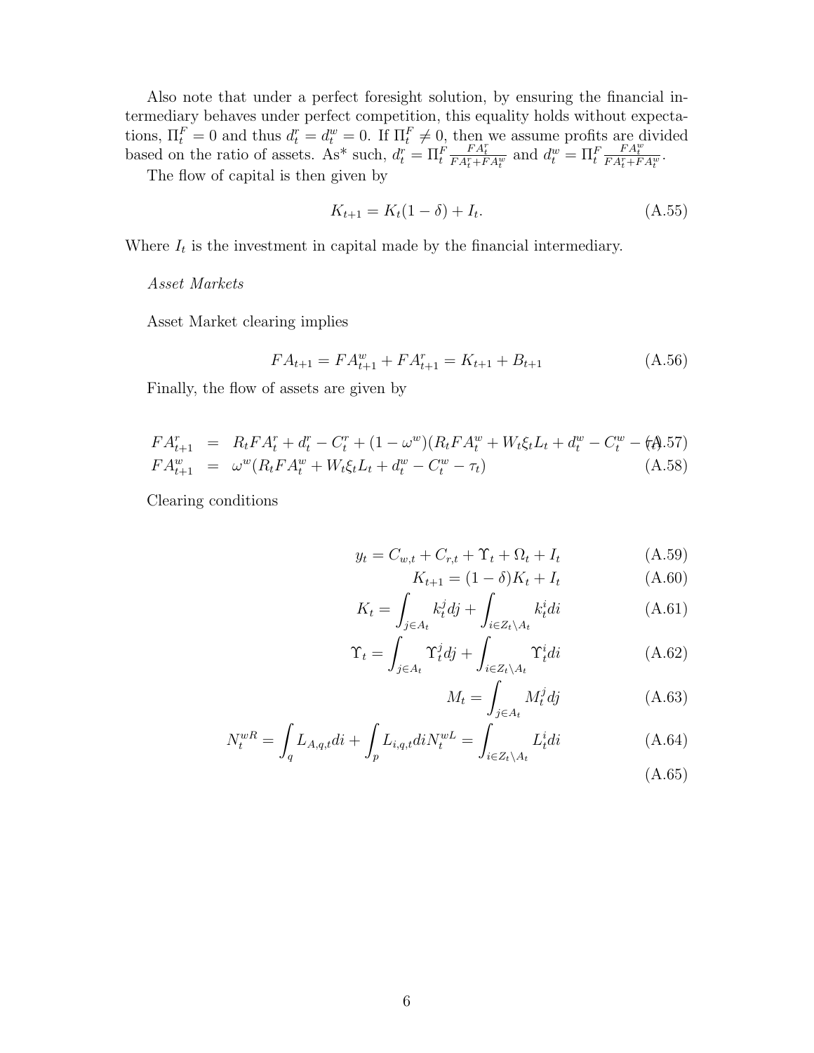Also note that under a perfect foresight solution, by ensuring the financial intermediary behaves under perfect competition, this equality holds without expectations, $\Pi_t^F = 0$ and thus $d_t^r = d_t^w = 0$. If $\Pi_t^F \neq 0$, then we assume profits are divided based on the ratio of assets. As* such, $d_t^r = \Pi_t^F \frac{FA_t^r}{FA_t^r + FA_t^w}$ and $d_t^w = \Pi_t^F \frac{FA_t^w}{FA_t^r + FA_t^w}$.

The flow of capital is then given by

$$K_{t+1} = K_t(1-\delta) + I_t. \tag{A.55}$$

Where $I_t$ is the investment in capital made by the financial intermediary.

*Asset Markets*

Asset Market clearing implies

$$FA_{t+1} = FA_{t+1}^w + FA_{t+1}^r = K_{t+1} + B_{t+1} \tag{A.56}$$

Finally, the flow of assets are given by

$$FA_{t+1}^r = R_t FA_t^r + d_t^r - C_t^r + (1-\omega^w)(R_t FA_t^w + W_t \xi_t L_t + d_t^w - C_t^w - \tau_t) \tag{A.57}$$

$$FA_{t+1}^w = \omega^w (R_t FA_t^w + W_t \xi_t L_t + d_t^w - C_t^w - \tau_t) \tag{A.58}$$

Clearing conditions

$$y_t = C_{w,t} + C_{r,t} + \Upsilon_t + \Omega_t + I_t \tag{A.59}$$

$$K_{t+1} = (1-\delta)K_t + I_t \tag{A.60}$$

$$K_t = \int_{j \in A_t} k_t^j dj + \int_{i \in Z_t \setminus A_t} k_t^i di \tag{A.61}$$

$$\Upsilon_t = \int_{j \in A_t} \Upsilon_t^j dj + \int_{i \in Z_t \setminus A_t} \Upsilon_t^i di \tag{A.62}$$

$$M_t = \int_{j \in A_t} M_t^j dj \tag{A.63}$$

$$N_t^{wR} = \int_q L_{A,q,t} di + \int_p L_{i,q,t} di N_t^{wL} = \int_{i \in Z_t \setminus A_t} L_t^i di \tag{A.64}$$

$$\tag{A.65}$$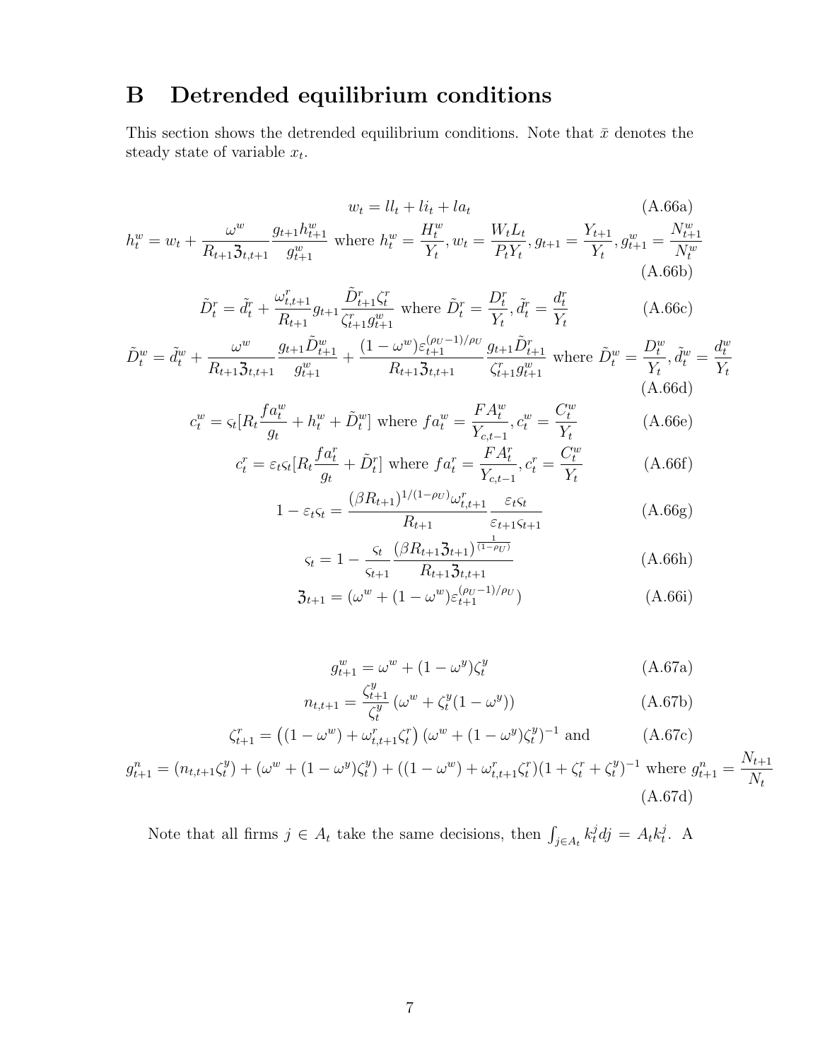# B Detrended equilibrium conditions

This section shows the detrended equilibrium conditions. Note that $\bar{x}$ denotes the steady state of variable $x_t$.

$$w_t = ll_t + li_t + la_t \tag{A.66a}$$

$$h_t^w = w_t + \frac{\omega^w}{R_{t+1}\mathfrak{Z}_{t,t+1}} \frac{g_{t+1}h_{t+1}^w}{g_{t+1}^w} \text{ where } h_t^w = \frac{H_t^w}{Y_t}, w_t = \frac{W_t L_t}{P_t Y_t}, g_{t+1} = \frac{Y_{t+1}}{Y_t}, g_{t+1}^w = \frac{N_{t+1}^w}{N_t^w} \tag{A.66b}$$

$$\tilde{D}_t^r = \tilde{d}_t^r + \frac{\omega_{t,t+1}^r}{R_{t+1}} g_{t+1} \frac{\tilde{D}_{t+1}^r \zeta_t^r}{\zeta_{t+1}^r g_{t+1}^w} \text{ where } \tilde{D}_t^r = \frac{D_t^r}{Y_t}, \tilde{d}_t^r = \frac{d_t^r}{Y_t} \tag{A.66c}$$

$$\tilde{D}_t^w = \tilde{d}_t^w + \frac{\omega^w}{R_{t+1}\mathfrak{Z}_{t,t+1}} \frac{g_{t+1}\tilde{D}_{t+1}^w}{g_{t+1}^w} + \frac{(1-\omega^w)\varepsilon_{t+1}^{(\rho_U-1)/\rho_U}}{R_{t+1}\mathfrak{Z}_{t,t+1}} \frac{g_{t+1}\tilde{D}_{t+1}^r}{\zeta_{t+1}^r g_{t+1}^w} \text{ where } \tilde{D}_t^w = \frac{D_t^w}{Y_t}, \tilde{d}_t^w = \frac{d_t^w}{Y_t} \tag{A.66d}$$

$$c_t^w = \varsigma_t[R_t \frac{fa_t^w}{g_t} + h_t^w + \tilde{D}_t^w] \text{ where } fa_t^w = \frac{FA_t^w}{Y_{c,t-1}}, c_t^w = \frac{C_t^w}{Y_t} \tag{A.66e}$$

$$c_t^r = \varepsilon_t \varsigma_t[R_t \frac{fa_t^r}{g_t} + \tilde{D}_t^r] \text{ where } fa_t^r = \frac{FA_t^r}{Y_{c,t-1}}, c_t^r = \frac{C_t^w}{Y_t} \tag{A.66f}$$

$$1 - \varepsilon_t \varsigma_t = \frac{(\beta R_{t+1})^{1/(1-\rho_U)}\omega_{t,t+1}^r}{R_{t+1}} \frac{\varepsilon_t \varsigma_t}{\varepsilon_{t+1}\varsigma_{t+1}} \tag{A.66g}$$

$$\varsigma_t = 1 - \frac{\varsigma_t}{\varsigma_{t+1}} \frac{(\beta R_{t+1}\mathfrak{Z}_{t+1})^{\frac{1}{(1-\rho_U)}}}{R_{t+1}\mathfrak{Z}_{t,t+1}} \tag{A.66h}$$

$$\mathfrak{Z}_{t+1} = (\omega^w + (1-\omega^w)\varepsilon_{t+1}^{(\rho_U-1)/\rho_U}) \tag{A.66i}$$

$$g_{t+1}^w = \omega^w + (1-\omega^y)\zeta_t^y \tag{A.67a}$$

$$n_{t,t+1} = \frac{\zeta_{t+1}^y}{\zeta_t^y}\left(\omega^w + \zeta_t^y(1-\omega^y)\right) \tag{A.67b}$$

$$\zeta_{t+1}^r = \left((1-\omega^w) + \omega_{t,t+1}^r \zeta_t^r\right)(\omega^w + (1-\omega^y)\zeta_t^y)^{-1} \text{ and} \tag{A.67c}$$

$$g_{t+1}^n = (n_{t,t+1}\zeta_t^y) + (\omega^w + (1-\omega^y)\zeta_t^y) + ((1-\omega^w) + \omega_{t,t+1}^r \zeta_t^r)(1 + \zeta_t^r + \zeta_t^y)^{-1} \text{ where } g_{t+1}^n = \frac{N_{t+1}}{N_t} \tag{A.67d}$$

Note that all firms $j \in A_t$ take the same decisions, then $\int_{j \in A_t} k_t^j dj = A_t k_t^j$. A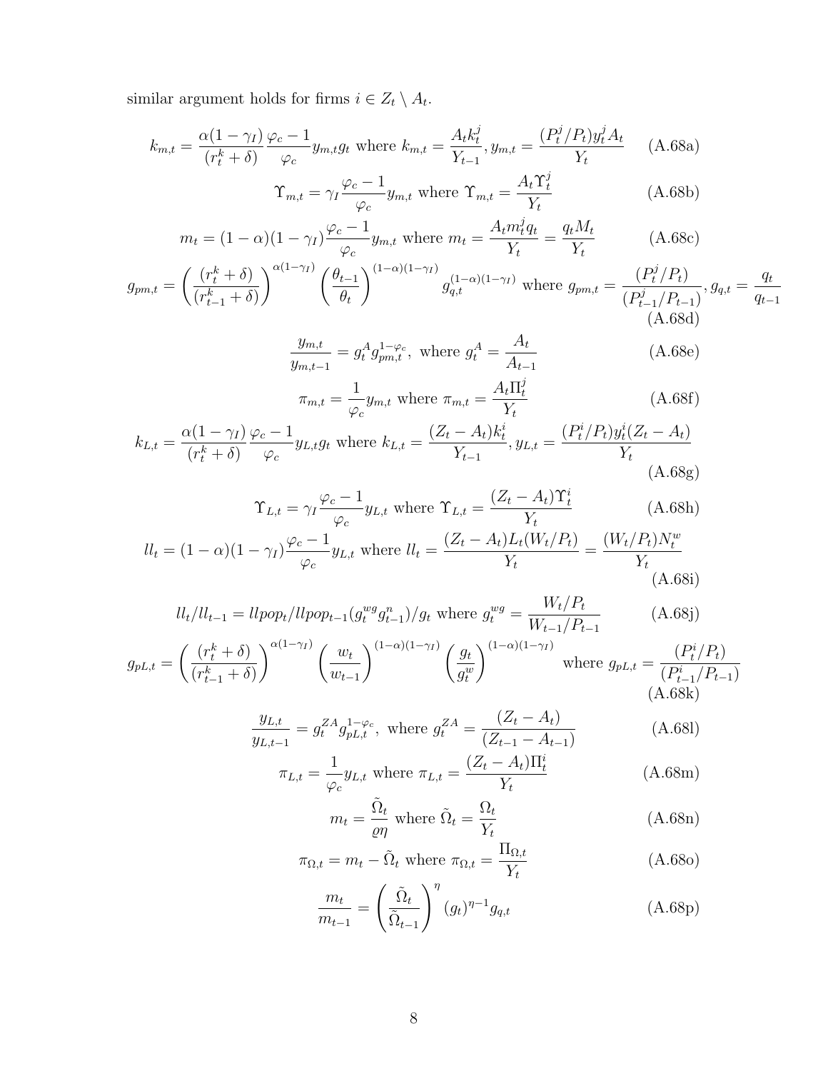similar argument holds for firms $i \in Z_t \setminus A_t$.

$$k_{m,t} = \frac{\alpha(1-\gamma_I)}{(r_t^k + \delta)} \frac{\varphi_c - 1}{\varphi_c} y_{m,t} g_t \text{ where } k_{m,t} = \frac{A_t k_t^j}{Y_{t-1}}, y_{m,t} = \frac{(P_t^j/P_t) y_t^j A_t}{Y_t} \tag{A.68a}$$

$$\Upsilon_{m,t} = \gamma_I \frac{\varphi_c - 1}{\varphi_c} y_{m,t} \text{ where } \Upsilon_{m,t} = \frac{A_t \Upsilon_t^j}{Y_t} \tag{A.68b}$$

$$m_t = (1-\alpha)(1-\gamma_I) \frac{\varphi_c - 1}{\varphi_c} y_{m,t} \text{ where } m_t = \frac{A_t m_t^j q_t}{Y_t} = \frac{q_t M_t}{Y_t} \tag{A.68c}$$

$$g_{pm,t} = \left( \frac{(r_t^k + \delta)}{(r_{t-1}^k + \delta)} \right)^{\alpha(1-\gamma_I)} \left( \frac{\theta_{t-1}}{\theta_t} \right)^{(1-\alpha)(1-\gamma_I)} g_{q,t}^{(1-\alpha)(1-\gamma_I)} \text{ where } g_{pm,t} = \frac{(P_t^j/P_t)}{(P_{t-1}^j/P_{t-1})}, g_{q,t} = \frac{q_t}{q_{t-1}} \tag{A.68d}$$

$$\frac{y_{m,t}}{y_{m,t-1}} = g_t^A g_{pm,t}^{1-\varphi_c}, \text{ where } g_t^A = \frac{A_t}{A_{t-1}} \tag{A.68e}$$

$$\pi_{m,t} = \frac{1}{\varphi_c} y_{m,t} \text{ where } \pi_{m,t} = \frac{A_t \Pi_t^j}{Y_t} \tag{A.68f}$$

$$k_{L,t} = \frac{\alpha(1-\gamma_I)}{(r_t^k + \delta)} \frac{\varphi_c - 1}{\varphi_c} y_{L,t} g_t \text{ where } k_{L,t} = \frac{(Z_t - A_t) k_t^i}{Y_{t-1}}, y_{L,t} = \frac{(P_t^i/P_t) y_t^i (Z_t - A_t)}{Y_t} \tag{A.68g}$$

$$\Upsilon_{L,t} = \gamma_I \frac{\varphi_c - 1}{\varphi_c} y_{L,t} \text{ where } \Upsilon_{L,t} = \frac{(Z_t - A_t) \Upsilon_t^i}{Y_t} \tag{A.68h}$$

$$ll_t = (1-\alpha)(1-\gamma_I) \frac{\varphi_c - 1}{\varphi_c} y_{L,t} \text{ where } ll_t = \frac{(Z_t - A_t) L_t (W_t/P_t)}{Y_t} = \frac{(W_t/P_t) N_t^w}{Y_t} \tag{A.68i}$$

$$ll_t / ll_{t-1} = llpop_t / llpop_{t-1} (g_t^{wg} g_{t-1}^n) / g_t \text{ where } g_t^{wg} = \frac{W_t/P_t}{W_{t-1}/P_{t-1}} \tag{A.68j}$$

$$g_{pL,t} = \left( \frac{(r_t^k + \delta)}{(r_{t-1}^k + \delta)} \right)^{\alpha(1-\gamma_I)} \left( \frac{w_t}{w_{t-1}} \right)^{(1-\alpha)(1-\gamma_I)} \left( \frac{g_t}{g_t^w} \right)^{(1-\alpha)(1-\gamma_I)} \text{ where } g_{pL,t} = \frac{(P_t^i/P_t)}{(P_{t-1}^i/P_{t-1})} \tag{A.68k}$$

$$\frac{y_{L,t}}{y_{L,t-1}} = g_t^{ZA} g_{pL,t}^{1-\varphi_c}, \text{ where } g_t^{ZA} = \frac{(Z_t - A_t)}{(Z_{t-1} - A_{t-1})} \tag{A.68l}$$

$$\pi_{L,t} = \frac{1}{\varphi_c} y_{L,t} \text{ where } \pi_{L,t} = \frac{(Z_t - A_t) \Pi_t^i}{Y_t} \tag{A.68m}$$

$$m_t = \frac{\tilde{\Omega}_t}{\varrho \eta} \text{ where } \tilde{\Omega}_t = \frac{\Omega_t}{Y_t} \tag{A.68n}$$

$$\pi_{\Omega,t} = m_t - \tilde{\Omega}_t \text{ where } \pi_{\Omega,t} = \frac{\Pi_{\Omega,t}}{Y_t} \tag{A.68o}$$

$$\frac{m_t}{m_{t-1}} = \left( \frac{\tilde{\Omega}_t}{\tilde{\Omega}_{t-1}} \right)^{\eta} (g_t)^{\eta - 1} g_{q,t} \tag{A.68p}$$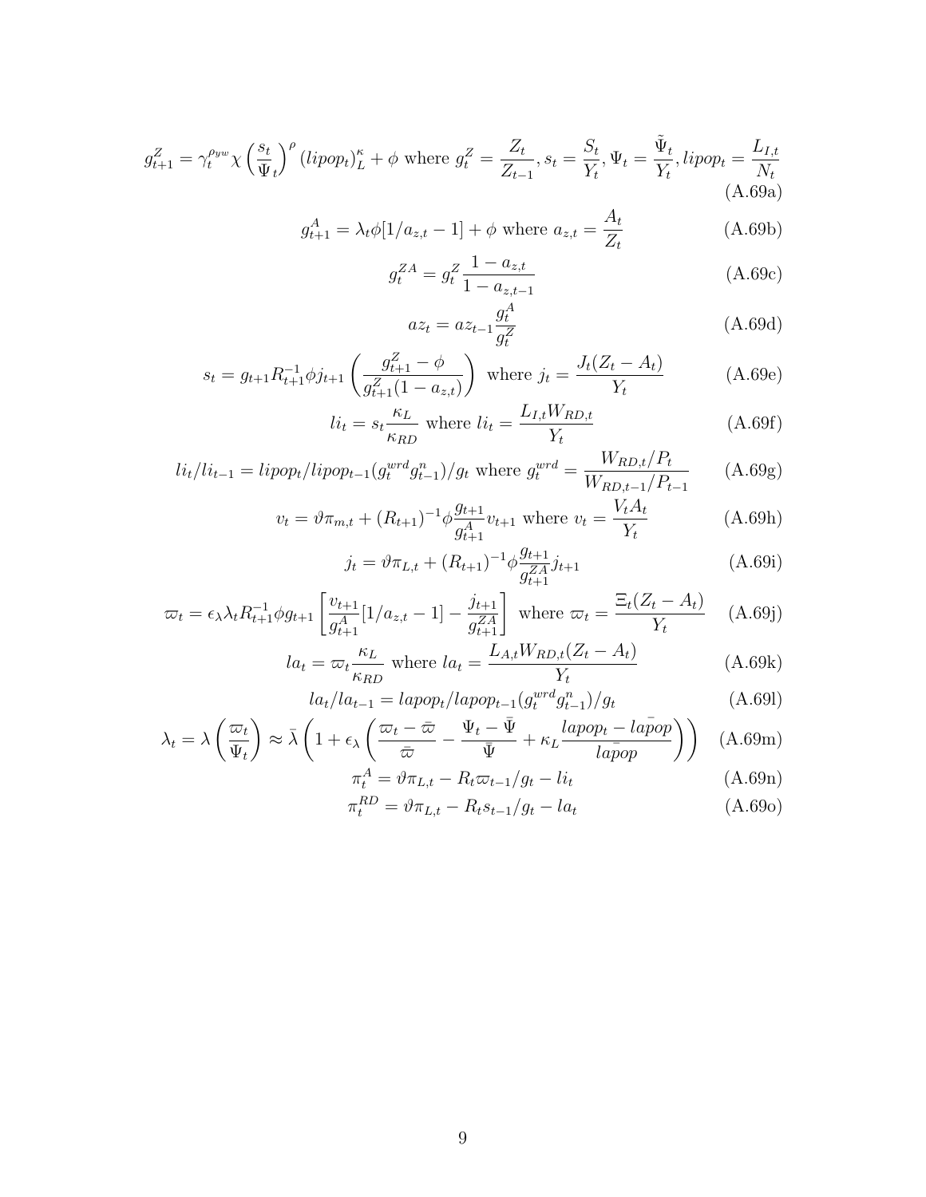$$g^Z_{t+1} = \gamma_t^{\rho_{yw}} \chi \left(\frac{s_t}{\Psi_t}\right)^{\rho} (lipop_t)^{\kappa}_L + \phi \text{ where } g^Z_t = \frac{Z_t}{Z_{t-1}}, s_t = \frac{S_t}{Y_t}, \Psi_t = \frac{\tilde{\Psi}_t}{Y_t}, lipop_t = \frac{L_{I,t}}{N_t} \tag{A.69a}$$

$$g^A_{t+1} = \lambda_t \phi [1/a_{z,t} - 1] + \phi \text{ where } a_{z,t} = \frac{A_t}{Z_t} \tag{A.69b}$$

$$g^{ZA}_t = g^Z_t \frac{1 - a_{z,t}}{1 - a_{z,t-1}} \tag{A.69c}$$

$$az_t = az_{t-1} \frac{g^A_t}{g^Z_t} \tag{A.69d}$$

$$s_t = g_{t+1} R^{-1}_{t+1} \phi j_{t+1} \left( \frac{g^Z_{t+1} - \phi}{g^Z_{t+1}(1 - a_{z,t})} \right) \text{ where } j_t = \frac{J_t(Z_t - A_t)}{Y_t} \tag{A.69e}$$

$$li_t = s_t \frac{\kappa_L}{\kappa_{RD}} \text{ where } li_t = \frac{L_{I,t} W_{RD,t}}{Y_t} \tag{A.69f}$$

$$li_t / li_{t-1} = lipop_t / lipop_{t-1} (g^{wrd}_t g^n_{t-1}) / g_t \text{ where } g^{wrd}_t = \frac{W_{RD,t}/P_t}{W_{RD,t-1}/P_{t-1}} \tag{A.69g}$$

$$v_t = \vartheta \pi_{m,t} + (R_{t+1})^{-1} \phi \frac{g_{t+1}}{g^A_{t+1}} v_{t+1} \text{ where } v_t = \frac{V_t A_t}{Y_t} \tag{A.69h}$$

$$j_t = \vartheta \pi_{L,t} + (R_{t+1})^{-1} \phi \frac{g_{t+1}}{g^{ZA}_{t+1}} j_{t+1} \tag{A.69i}$$

$$\varpi_t = \epsilon_\lambda \lambda_t R^{-1}_{t+1} \phi g_{t+1} \left[ \frac{v_{t+1}}{g^A_{t+1}} [1/a_{z,t} - 1] - \frac{j_{t+1}}{g^{ZA}_{t+1}} \right] \text{ where } \varpi_t = \frac{\Xi_t (Z_t - A_t)}{Y_t} \tag{A.69j}$$

$$la_t = \varpi_t \frac{\kappa_L}{\kappa_{RD}} \text{ where } la_t = \frac{L_{A,t} W_{RD,t} (Z_t - A_t)}{Y_t} \tag{A.69k}$$

$$la_t / la_{t-1} = lapop_t / lapop_{t-1} (g^{wrd}_t g^n_{t-1}) / g_t \tag{A.69l}$$

$$\lambda_t = \lambda \left( \frac{\varpi_t}{\Psi_t} \right) \approx \bar{\lambda} \left( 1 + \epsilon_\lambda \left( \frac{\varpi_t - \bar{\varpi}}{\bar{\varpi}} - \frac{\Psi_t - \bar{\Psi}}{\bar{\Psi}} + \kappa_L \frac{lapop_t - \bar{lapop}}{\bar{lapop}} \right) \right) \tag{A.69m}$$

$$\pi^A_t = \vartheta \pi_{L,t} - R_t \varpi_{t-1} / g_t - li_t \tag{A.69n}$$

$$\pi^{RD}_t = \vartheta \pi_{L,t} - R_t s_{t-1} / g_t - la_t \tag{A.69o}$$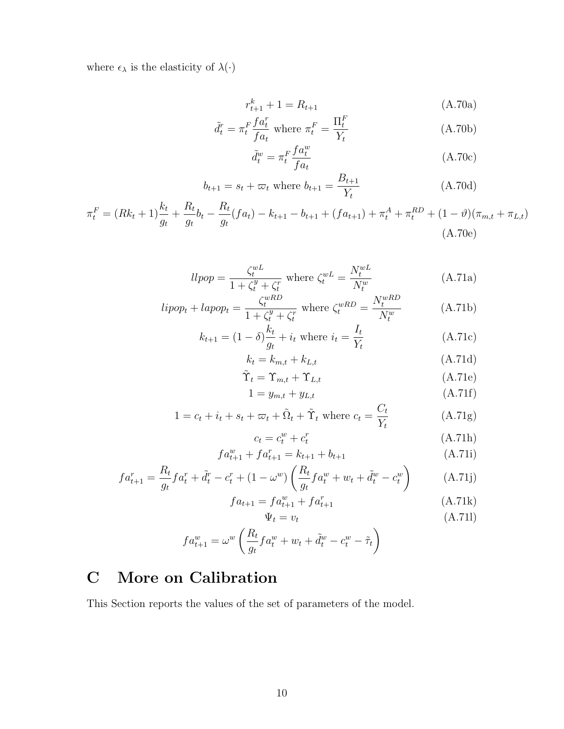where $\epsilon_\lambda$ is the elasticity of $\lambda(\cdot)$

$$r^k_{t+1} + 1 = R_{t+1} \tag{A.70a}$$

$$\tilde{d}^r_t = \pi^F_t \frac{fa^r_t}{fa_t} \text{ where } \pi^F_t = \frac{\Pi^F_t}{Y_t} \tag{A.70b}$$

$$\tilde{d}^w_t = \pi^F_t \frac{fa^w_t}{fa_t} \tag{A.70c}$$

$$b_{t+1} = s_t + \varpi_t \text{ where } b_{t+1} = \frac{B_{t+1}}{Y_t} \tag{A.70d}$$

$$\pi^F_t = (Rk_t + 1)\frac{k_t}{g_t} + \frac{R_t}{g_t} b_t - \frac{R_t}{g_t}(fa_t) - k_{t+1} - b_{t+1} + (fa_{t+1}) + \pi^A_t + \pi^{RD}_t + (1-\vartheta)(\pi_{m,t} + \pi_{L,t}) \tag{A.70e}$$

$$llpop = \frac{\zeta^{wL}_t}{1 + \zeta^y_t + \zeta^r_t} \text{ where } \zeta^{wL}_t = \frac{N^{wL}_t}{N^w_t} \tag{A.71a}$$

$$lipop_t + lapop_t = \frac{\zeta^{wRD}_t}{1 + \zeta^y_t + \zeta^r_t} \text{ where } \zeta^{wRD}_t = \frac{N^{wRD}_t}{N^w_t} \tag{A.71b}$$

$$k_{t+1} = (1-\delta)\frac{k_t}{g_t} + i_t \text{ where } i_t = \frac{I_t}{Y_t} \tag{A.71c}$$

$$k_t = k_{m,t} + k_{L,t} \tag{A.71d}$$

$$\tilde{\Upsilon}_t = \Upsilon_{m,t} + \Upsilon_{L,t} \tag{A.71e}$$

$$1 = y_{m,t} + y_{L,t} \tag{A.71f}$$

$$1 = c_t + i_t + s_t + \varpi_t + \tilde{\Omega}_t + \tilde{\Upsilon}_t \text{ where } c_t = \frac{C_t}{Y_t} \tag{A.71g}$$

$$c_t = c^w_t + c^r_t \tag{A.71h}$$

$$fa^w_{t+1} + fa^r_{t+1} = k_{t+1} + b_{t+1} \tag{A.71i}$$

$$fa^r_{t+1} = \frac{R_t}{g_t} fa^r_t + \tilde{d}^r_t - c^r_t + (1-\omega^w)\left(\frac{R_t}{g_t} fa^w_t + w_t + \tilde{d}^w_t - c^w_t\right) \tag{A.71j}$$

$$fa_{t+1} = fa^w_{t+1} + fa^r_{t+1} \tag{A.71k}$$

$$\Psi_t = v_t \tag{A.71l}$$

$$fa^w_{t+1} = \omega^w \left(\frac{R_t}{g_t} fa^w_t + w_t + \tilde{d}^w_t - c^w_t - \tilde{\tau}_t\right)$$

# C More on Calibration

This Section reports the values of the set of parameters of the model.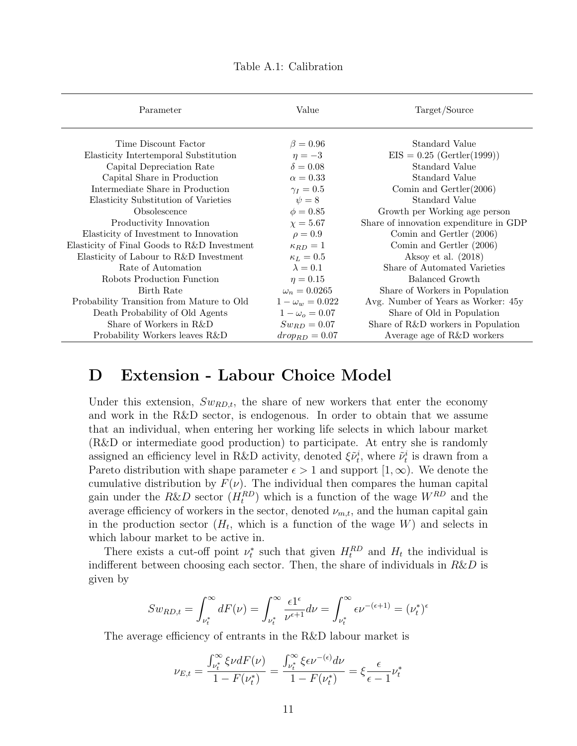Table A.1: Calibration

| Parameter | Value | Target/Source |
|---|---|---|
| Time Discount Factor | $\beta = 0.96$ | Standard Value |
| Elasticity Intertemporal Substitution | $\eta = -3$ | EIS = 0.25 (Gertler(1999)) |
| Capital Depreciation Rate | $\delta = 0.08$ | Standard Value |
| Capital Share in Production | $\alpha = 0.33$ | Standard Value |
| Intermediate Share in Production | $\gamma_I = 0.5$ | Comin and Gertler(2006) |
| Elasticity Substitution of Varieties | $\psi = 8$ | Standard Value |
| Obsolescence | $\phi = 0.85$ | Growth per Working age person |
| Productivity Innovation | $\chi = 5.67$ | Share of innovation expenditure in GDP |
| Elasticity of Investment to Innovation | $\rho = 0.9$ | Comin and Gertler (2006) |
| Elasticity of Final Goods to R&D Investment | $\kappa_{RD} = 1$ | Comin and Gertler (2006) |
| Elasticity of Labour to R&D Investment | $\kappa_L = 0.5$ | Aksoy et al. (2018) |
| Rate of Automation | $\lambda = 0.1$ | Share of Automated Varieties |
| Robots Production Function | $\eta = 0.15$ | Balanced Growth |
| Birth Rate | $\omega_n = 0.0265$ | Share of Workers in Population |
| Probability Transition from Mature to Old | $1 - \omega_w = 0.022$ | Avg. Number of Years as Worker: 45y |
| Death Probability of Old Agents | $1 - \omega_o = 0.07$ | Share of Old in Population |
| Share of Workers in R&D | $Sw_{RD} = 0.07$ | Share of R&D workers in Population |
| Probability Workers leaves R&D | $drop_{RD} = 0.07$ | Average age of R&D workers |

# D Extension - Labour Choice Model

Under this extension, $Sw_{RD,t}$, the share of new workers that enter the economy and work in the R&D sector, is endogenous. In order to obtain that we assume that an individual, when entering her working life selects in which labour market (R&D or intermediate good production) to participate. At entry she is randomly assigned an efficiency level in R&D activity, denoted $\xi\tilde{\nu}_t^i$, where $\tilde{\nu}_t^i$ is drawn from a Pareto distribution with shape parameter $\epsilon > 1$ and support $[1, \infty)$. We denote the cumulative distribution by $F(\nu)$. The individual then compares the human capital gain under the *R&D* sector ($H_t^{RD}$) which is a function of the wage $W^{RD}$ and the average efficiency of workers in the sector, denoted $\nu_{m,t}$, and the human capital gain in the production sector ($H_t$, which is a function of the wage $W$) and selects in which labour market to be active in.

There exists a cut-off point $\nu_t^*$ such that given $H_t^{RD}$ and $H_t$ the individual is indifferent between choosing each sector. Then, the share of individuals in *R&D* is given by

$$Sw_{RD,t} = \int_{\nu_t^*}^{\infty} dF(\nu) = \int_{\nu_t^*}^{\infty} \frac{\epsilon 1^{\epsilon}}{\nu^{\epsilon+1}} d\nu = \int_{\nu_t^*}^{\infty} \epsilon \nu^{-(\epsilon+1)} = (\nu_t^*)^{\epsilon}$$

The average efficiency of entrants in the R&D labour market is

$$\nu_{E,t} = \frac{\int_{\nu_t^*}^{\infty} \xi \nu dF(\nu)}{1 - F(\nu_t^*)} = \frac{\int_{\nu_t^*}^{\infty} \xi \epsilon \nu^{-(\epsilon)} d\nu}{1 - F(\nu_t^*)} = \xi \frac{\epsilon}{\epsilon - 1} \nu_t^*$$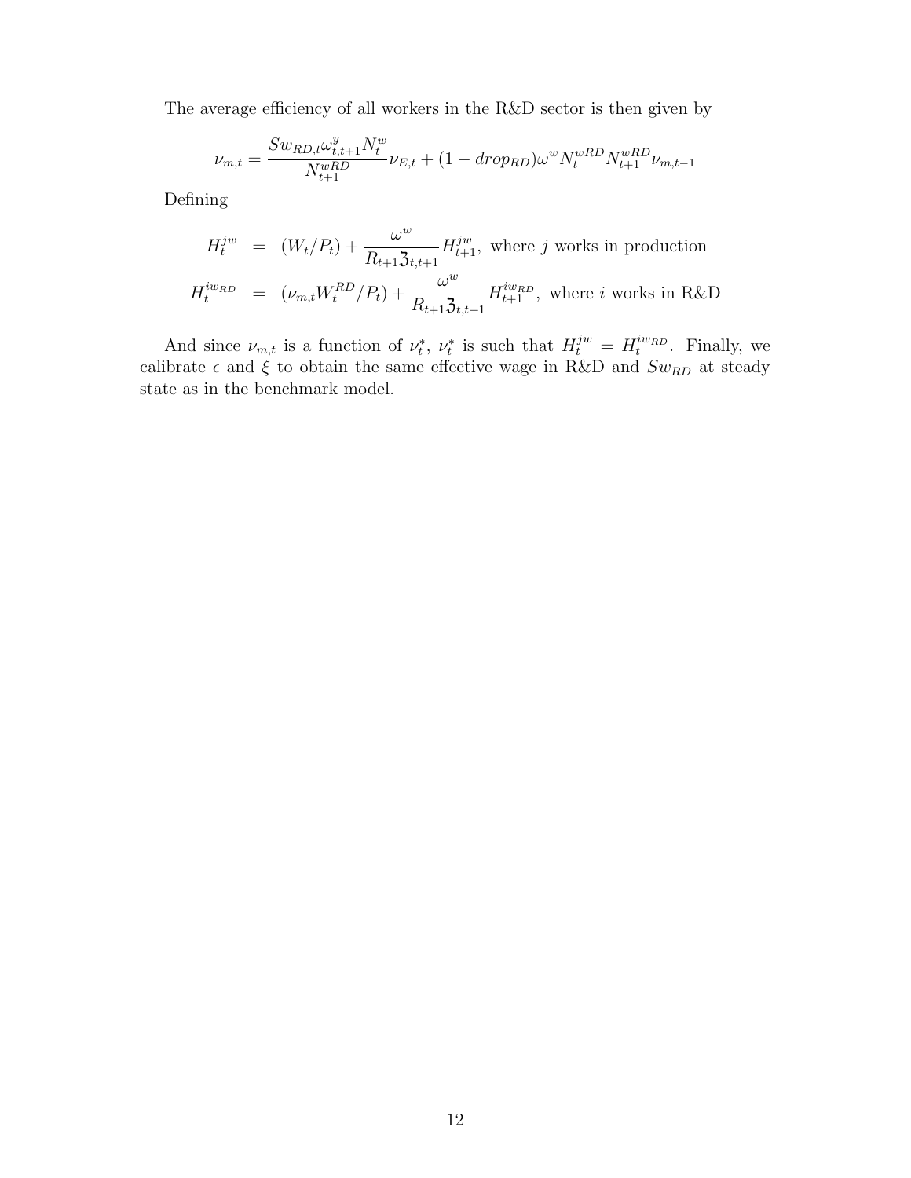The average efficiency of all workers in the R&D sector is then given by

$$\nu_{m,t} = \frac{Sw_{RD,t}\omega^{y}_{t,t+1}N^{w}_{t}}{N^{wRD}_{t+1}}\nu_{E,t} + (1 - drop_{RD})\omega^{w} N^{wRD}_{t} N^{wRD}_{t+1}\nu_{m,t-1}$$

Defining

$$\begin{aligned}
H^{jw}_{t} &= (W_t/P_t) + \frac{\omega^{w}}{R_{t+1}\mathfrak{Z}_{t,t+1}}H^{jw}_{t+1}, \text{ where } j \text{ works in production} \\
H^{iw_{RD}}_{t} &= (\nu_{m,t}W^{RD}_{t}/P_t) + \frac{\omega^{w}}{R_{t+1}\mathfrak{Z}_{t,t+1}}H^{iw_{RD}}_{t+1}, \text{ where } i \text{ works in R\&D}
\end{aligned}$$

And since $\nu_{m,t}$ is a function of $\nu^{*}_{t}$, $\nu^{*}_{t}$ is such that $H^{jw}_{t} = H^{iw_{RD}}_{t}$. Finally, we calibrate $\epsilon$ and $\xi$ to obtain the same effective wage in R&D and $Sw_{RD}$ at steady state as in the benchmark model.